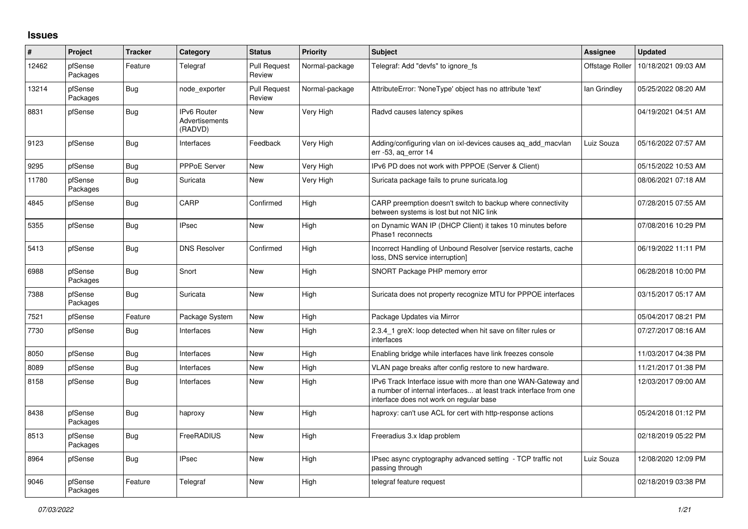# Issues

| # | Project | Tracker | Category | Status | Priority | Subject | Assignee | Updated |
|---|---|---|---|---|---|---|---|---|
| 12462 | pfSense Packages | Feature | Telegraf | Pull Request Review | Normal-package | Telegraf: Add "devfs" to ignore_fs | Offstage Roller | 10/18/2021 09:03 AM |
| 13214 | pfSense Packages | Bug | node_exporter | Pull Request Review | Normal-package | AttributeError: 'NoneType' object has no attribute 'text' | Ian Grindley | 05/25/2022 08:20 AM |
| 8831 | pfSense | Bug | IPv6 Router Advertisements (RADVD) | New | Very High | Radvd causes latency spikes | | 04/19/2021 04:51 AM |
| 9123 | pfSense | Bug | Interfaces | Feedback | Very High | Adding/configuring vlan on ixl-devices causes aq_add_macvlan err -53, aq_error 14 | Luiz Souza | 05/16/2022 07:57 AM |
| 9295 | pfSense | Bug | PPPoE Server | New | Very High | IPv6 PD does not work with PPPOE (Server & Client) | | 05/15/2022 10:53 AM |
| 11780 | pfSense Packages | Bug | Suricata | New | Very High | Suricata package fails to prune suricata.log | | 08/06/2021 07:18 AM |
| 4845 | pfSense | Bug | CARP | Confirmed | High | CARP preemption doesn't switch to backup where connectivity between systems is lost but not NIC link | | 07/28/2015 07:55 AM |
| 5355 | pfSense | Bug | IPsec | New | High | on Dynamic WAN IP (DHCP Client) it takes 10 minutes before Phase1 reconnects | | 07/08/2016 10:29 PM |
| 5413 | pfSense | Bug | DNS Resolver | Confirmed | High | Incorrect Handling of Unbound Resolver [service restarts, cache loss, DNS service interruption] | | 06/19/2022 11:11 PM |
| 6988 | pfSense Packages | Bug | Snort | New | High | SNORT Package PHP memory error | | 06/28/2018 10:00 PM |
| 7388 | pfSense Packages | Bug | Suricata | New | High | Suricata does not property recognize MTU for PPPOE interfaces | | 03/15/2017 05:17 AM |
| 7521 | pfSense | Feature | Package System | New | High | Package Updates via Mirror | | 05/04/2017 08:21 PM |
| 7730 | pfSense | Bug | Interfaces | New | High | 2.3.4_1 greX: loop detected when hit save on filter rules or interfaces | | 07/27/2017 08:16 AM |
| 8050 | pfSense | Bug | Interfaces | New | High | Enabling bridge while interfaces have link freezes console | | 11/03/2017 04:38 PM |
| 8089 | pfSense | Bug | Interfaces | New | High | VLAN page breaks after config restore to new hardware. | | 11/21/2017 01:38 PM |
| 8158 | pfSense | Bug | Interfaces | New | High | IPv6 Track Interface issue with more than one WAN-Gateway and a number of internal interfaces... at least track interface from one interface does not work on regular base | | 12/03/2017 09:00 AM |
| 8438 | pfSense Packages | Bug | haproxy | New | High | haproxy: can't use ACL for cert with http-response actions | | 05/24/2018 01:12 PM |
| 8513 | pfSense Packages | Bug | FreeRADIUS | New | High | Freeradius 3.x ldap problem | | 02/18/2019 05:22 PM |
| 8964 | pfSense | Bug | IPsec | New | High | IPsec async cryptography advanced setting - TCP traffic not passing through | Luiz Souza | 12/08/2020 12:09 PM |
| 9046 | pfSense Packages | Feature | Telegraf | New | High | telegraf feature request | | 02/18/2019 03:38 PM |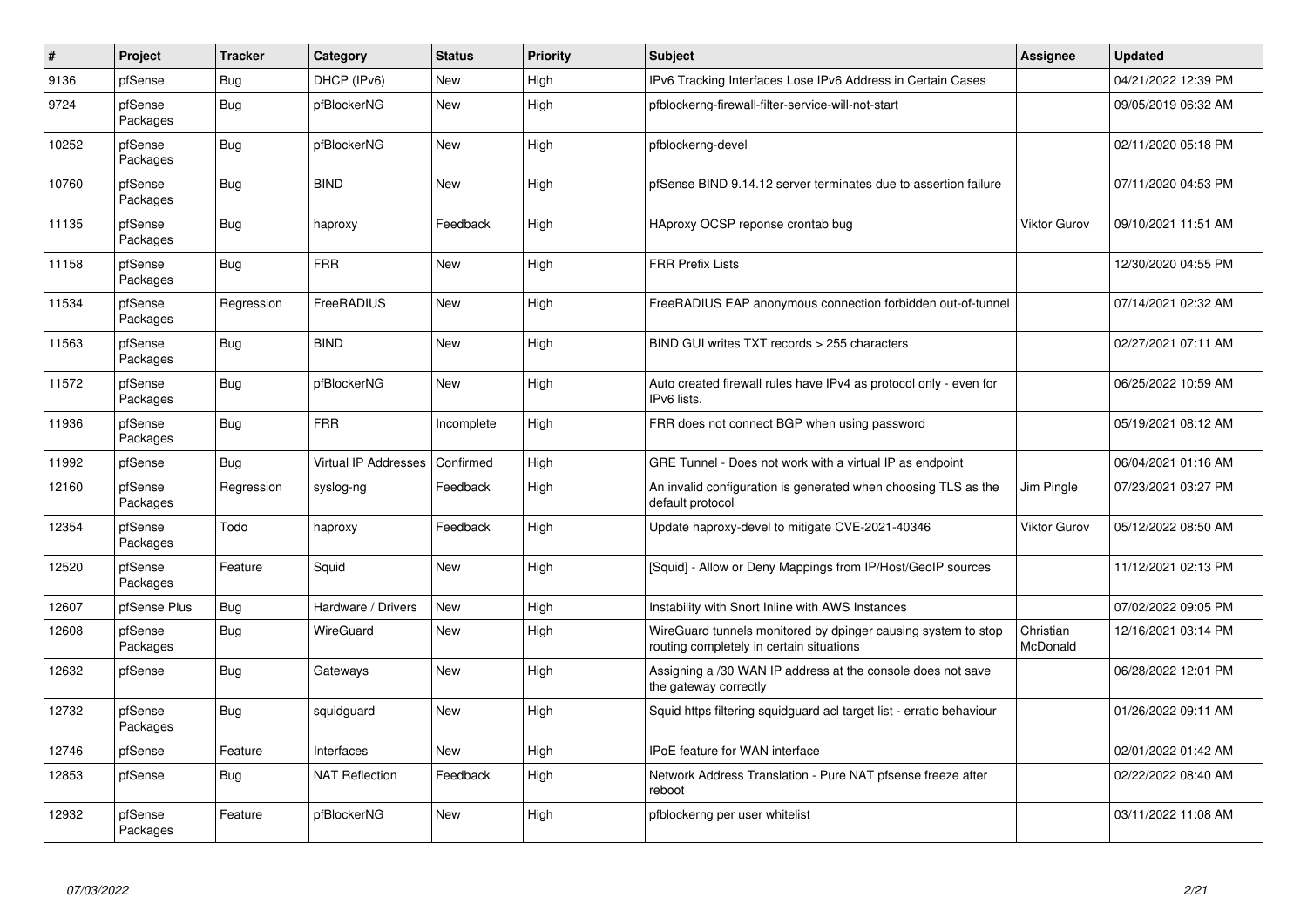| # | Project | Tracker | Category | Status | Priority | Subject | Assignee | Updated |
|---|---|---|---|---|---|---|---|---|
| 9136 | pfSense | Bug | DHCP (IPv6) | New | High | IPv6 Tracking Interfaces Lose IPv6 Address in Certain Cases | | 04/21/2022 12:39 PM |
| 9724 | pfSense Packages | Bug | pfBlockerNG | New | High | pfblockerng-firewall-filter-service-will-not-start | | 09/05/2019 06:32 AM |
| 10252 | pfSense Packages | Bug | pfBlockerNG | New | High | pfblockerng-devel | | 02/11/2020 05:18 PM |
| 10760 | pfSense Packages | Bug | BIND | New | High | pfSense BIND 9.14.12 server terminates due to assertion failure | | 07/11/2020 04:53 PM |
| 11135 | pfSense Packages | Bug | haproxy | Feedback | High | HAproxy OCSP reponse crontab bug | Viktor Gurov | 09/10/2021 11:51 AM |
| 11158 | pfSense Packages | Bug | FRR | New | High | FRR Prefix Lists | | 12/30/2020 04:55 PM |
| 11534 | pfSense Packages | Regression | FreeRADIUS | New | High | FreeRADIUS EAP anonymous connection forbidden out-of-tunnel | | 07/14/2021 02:32 AM |
| 11563 | pfSense Packages | Bug | BIND | New | High | BIND GUI writes TXT records > 255 characters | | 02/27/2021 07:11 AM |
| 11572 | pfSense Packages | Bug | pfBlockerNG | New | High | Auto created firewall rules have IPv4 as protocol only - even for IPv6 lists. | | 06/25/2022 10:59 AM |
| 11936 | pfSense Packages | Bug | FRR | Incomplete | High | FRR does not connect BGP when using password | | 05/19/2021 08:12 AM |
| 11992 | pfSense | Bug | Virtual IP Addresses | Confirmed | High | GRE Tunnel - Does not work with a virtual IP as endpoint | | 06/04/2021 01:16 AM |
| 12160 | pfSense Packages | Regression | syslog-ng | Feedback | High | An invalid configuration is generated when choosing TLS as the default protocol | Jim Pingle | 07/23/2021 03:27 PM |
| 12354 | pfSense Packages | Todo | haproxy | Feedback | High | Update haproxy-devel to mitigate CVE-2021-40346 | Viktor Gurov | 05/12/2022 08:50 AM |
| 12520 | pfSense Packages | Feature | Squid | New | High | [Squid] - Allow or Deny Mappings from IP/Host/GeoIP sources | | 11/12/2021 02:13 PM |
| 12607 | pfSense Plus | Bug | Hardware / Drivers | New | High | Instability with Snort Inline with AWS Instances | | 07/02/2022 09:05 PM |
| 12608 | pfSense Packages | Bug | WireGuard | New | High | WireGuard tunnels monitored by dpinger causing system to stop routing completely in certain situations | Christian McDonald | 12/16/2021 03:14 PM |
| 12632 | pfSense | Bug | Gateways | New | High | Assigning a /30 WAN IP address at the console does not save the gateway correctly | | 06/28/2022 12:01 PM |
| 12732 | pfSense Packages | Bug | squidguard | New | High | Squid https filtering squidguard acl target list - erratic behaviour | | 01/26/2022 09:11 AM |
| 12746 | pfSense | Feature | Interfaces | New | High | IPoE feature for WAN interface | | 02/01/2022 01:42 AM |
| 12853 | pfSense | Bug | NAT Reflection | Feedback | High | Network Address Translation - Pure NAT pfsense freeze after reboot | | 02/22/2022 08:40 AM |
| 12932 | pfSense Packages | Feature | pfBlockerNG | New | High | pfblockerng per user whitelist | | 03/11/2022 11:08 AM |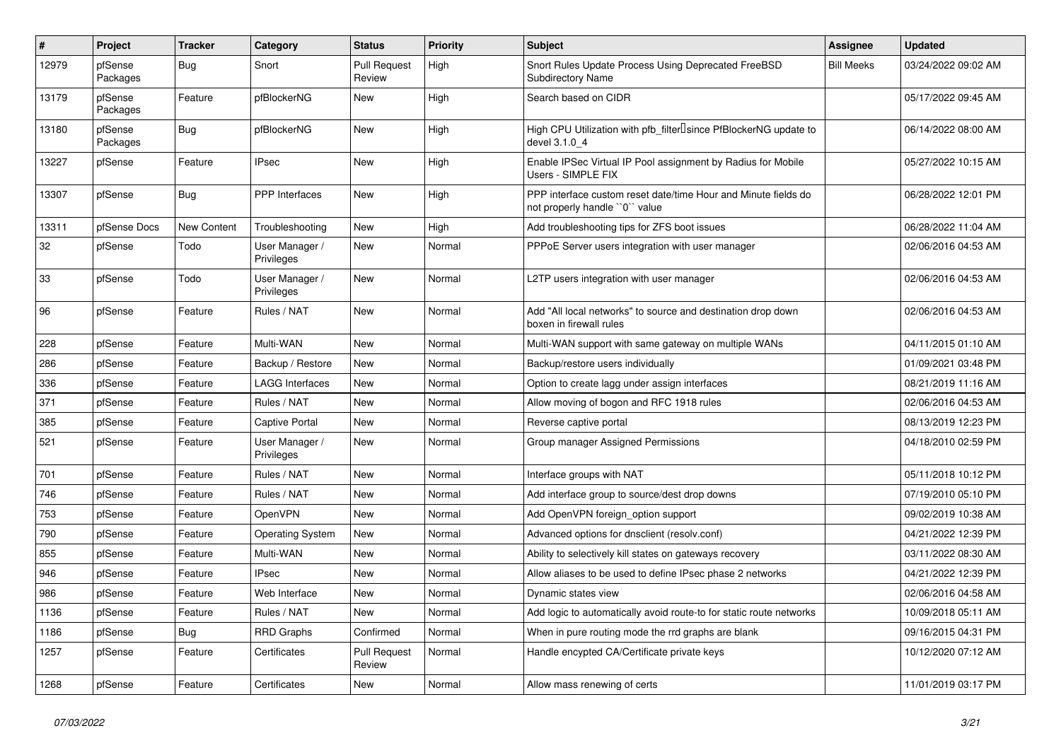| # | Project | Tracker | Category | Status | Priority | Subject | Assignee | Updated |
|---|---|---|---|---|---|---|---|---|
| 12979 | pfSense Packages | Bug | Snort | Pull Request Review | High | Snort Rules Update Process Using Deprecated FreeBSD Subdirectory Name | Bill Meeks | 03/24/2022 09:02 AM |
| 13179 | pfSense Packages | Feature | pfBlockerNG | New | High | Search based on CIDR | | 05/17/2022 09:45 AM |
| 13180 | pfSense Packages | Bug | pfBlockerNG | New | High | High CPU Utilization with pfb_filter since PfBlockerNG update to devel 3.1.0_4 | | 06/14/2022 08:00 AM |
| 13227 | pfSense | Feature | IPsec | New | High | Enable IPSec Virtual IP Pool assignment by Radius for Mobile Users - SIMPLE FIX | | 05/27/2022 10:15 AM |
| 13307 | pfSense | Bug | PPP Interfaces | New | High | PPP interface custom reset date/time Hour and Minute fields do not properly handle ``0`` value | | 06/28/2022 12:01 PM |
| 13311 | pfSense Docs | New Content | Troubleshooting | New | High | Add troubleshooting tips for ZFS boot issues | | 06/28/2022 11:04 AM |
| 32 | pfSense | Todo | User Manager / Privileges | New | Normal | PPPoE Server users integration with user manager | | 02/06/2016 04:53 AM |
| 33 | pfSense | Todo | User Manager / Privileges | New | Normal | L2TP users integration with user manager | | 02/06/2016 04:53 AM |
| 96 | pfSense | Feature | Rules / NAT | New | Normal | Add "All local networks" to source and destination drop down boxen in firewall rules | | 02/06/2016 04:53 AM |
| 228 | pfSense | Feature | Multi-WAN | New | Normal | Multi-WAN support with same gateway on multiple WANs | | 04/11/2015 01:10 AM |
| 286 | pfSense | Feature | Backup / Restore | New | Normal | Backup/restore users individually | | 01/09/2021 03:48 PM |
| 336 | pfSense | Feature | LAGG Interfaces | New | Normal | Option to create lagg under assign interfaces | | 08/21/2019 11:16 AM |
| 371 | pfSense | Feature | Rules / NAT | New | Normal | Allow moving of bogon and RFC 1918 rules | | 02/06/2016 04:53 AM |
| 385 | pfSense | Feature | Captive Portal | New | Normal | Reverse captive portal | | 08/13/2019 12:23 PM |
| 521 | pfSense | Feature | User Manager / Privileges | New | Normal | Group manager Assigned Permissions | | 04/18/2010 02:59 PM |
| 701 | pfSense | Feature | Rules / NAT | New | Normal | Interface groups with NAT | | 05/11/2018 10:12 PM |
| 746 | pfSense | Feature | Rules / NAT | New | Normal | Add interface group to source/dest drop downs | | 07/19/2010 05:10 PM |
| 753 | pfSense | Feature | OpenVPN | New | Normal | Add OpenVPN foreign_option support | | 09/02/2019 10:38 AM |
| 790 | pfSense | Feature | Operating System | New | Normal | Advanced options for dnsclient (resolv.conf) | | 04/21/2022 12:39 PM |
| 855 | pfSense | Feature | Multi-WAN | New | Normal | Ability to selectively kill states on gateways recovery | | 03/11/2022 08:30 AM |
| 946 | pfSense | Feature | IPsec | New | Normal | Allow aliases to be used to define IPsec phase 2 networks | | 04/21/2022 12:39 PM |
| 986 | pfSense | Feature | Web Interface | New | Normal | Dynamic states view | | 02/06/2016 04:58 AM |
| 1136 | pfSense | Feature | Rules / NAT | New | Normal | Add logic to automatically avoid route-to for static route networks | | 10/09/2018 05:11 AM |
| 1186 | pfSense | Bug | RRD Graphs | Confirmed | Normal | When in pure routing mode the rrd graphs are blank | | 09/16/2015 04:31 PM |
| 1257 | pfSense | Feature | Certificates | Pull Request Review | Normal | Handle encypted CA/Certificate private keys | | 10/12/2020 07:12 AM |
| 1268 | pfSense | Feature | Certificates | New | Normal | Allow mass renewing of certs | | 11/01/2019 03:17 PM |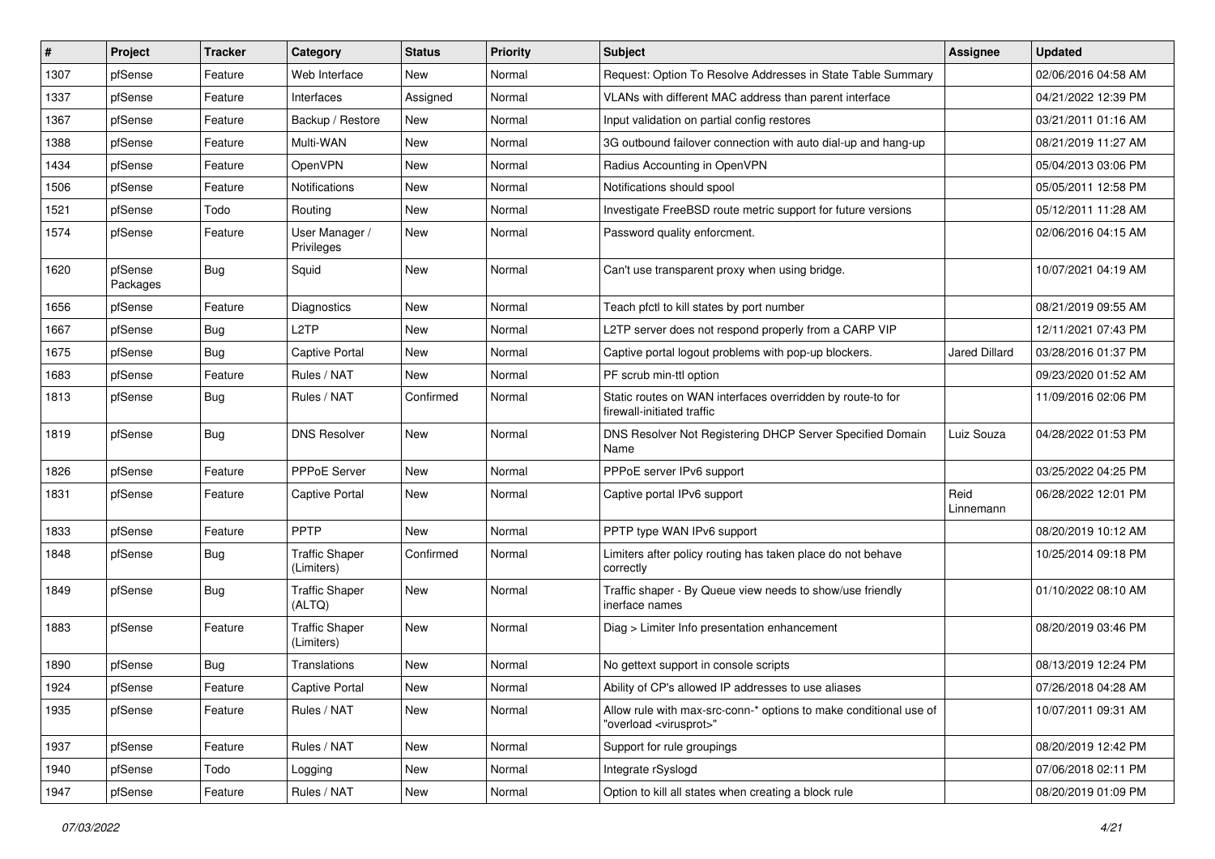| # | Project | Tracker | Category | Status | Priority | Subject | Assignee | Updated |
|---|---|---|---|---|---|---|---|---|
| 1307 | pfSense | Feature | Web Interface | New | Normal | Request: Option To Resolve Addresses in State Table Summary | | 02/06/2016 04:58 AM |
| 1337 | pfSense | Feature | Interfaces | Assigned | Normal | VLANs with different MAC address than parent interface | | 04/21/2022 12:39 PM |
| 1367 | pfSense | Feature | Backup / Restore | New | Normal | Input validation on partial config restores | | 03/21/2011 01:16 AM |
| 1388 | pfSense | Feature | Multi-WAN | New | Normal | 3G outbound failover connection with auto dial-up and hang-up | | 08/21/2019 11:27 AM |
| 1434 | pfSense | Feature | OpenVPN | New | Normal | Radius Accounting in OpenVPN | | 05/04/2013 03:06 PM |
| 1506 | pfSense | Feature | Notifications | New | Normal | Notifications should spool | | 05/05/2011 12:58 PM |
| 1521 | pfSense | Todo | Routing | New | Normal | Investigate FreeBSD route metric support for future versions | | 05/12/2011 11:28 AM |
| 1574 | pfSense | Feature | User Manager / Privileges | New | Normal | Password quality enforcment. | | 02/06/2016 04:15 AM |
| 1620 | pfSense Packages | Bug | Squid | New | Normal | Can't use transparent proxy when using bridge. | | 10/07/2021 04:19 AM |
| 1656 | pfSense | Feature | Diagnostics | New | Normal | Teach pfctl to kill states by port number | | 08/21/2019 09:55 AM |
| 1667 | pfSense | Bug | L2TP | New | Normal | L2TP server does not respond properly from a CARP VIP | | 12/11/2021 07:43 PM |
| 1675 | pfSense | Bug | Captive Portal | New | Normal | Captive portal logout problems with pop-up blockers. | Jared Dillard | 03/28/2016 01:37 PM |
| 1683 | pfSense | Feature | Rules / NAT | New | Normal | PF scrub min-ttl option | | 09/23/2020 01:52 AM |
| 1813 | pfSense | Bug | Rules / NAT | Confirmed | Normal | Static routes on WAN interfaces overridden by route-to for firewall-initiated traffic | | 11/09/2016 02:06 PM |
| 1819 | pfSense | Bug | DNS Resolver | New | Normal | DNS Resolver Not Registering DHCP Server Specified Domain Name | Luiz Souza | 04/28/2022 01:53 PM |
| 1826 | pfSense | Feature | PPPoE Server | New | Normal | PPPoE server IPv6 support | | 03/25/2022 04:25 PM |
| 1831 | pfSense | Feature | Captive Portal | New | Normal | Captive portal IPv6 support | Reid Linnemann | 06/28/2022 12:01 PM |
| 1833 | pfSense | Feature | PPTP | New | Normal | PPTP type WAN IPv6 support | | 08/20/2019 10:12 AM |
| 1848 | pfSense | Bug | Traffic Shaper (Limiters) | Confirmed | Normal | Limiters after policy routing has taken place do not behave correctly | | 10/25/2014 09:18 PM |
| 1849 | pfSense | Bug | Traffic Shaper (ALTQ) | New | Normal | Traffic shaper - By Queue view needs to show/use friendly inerface names | | 01/10/2022 08:10 AM |
| 1883 | pfSense | Feature | Traffic Shaper (Limiters) | New | Normal | Diag > Limiter Info presentation enhancement | | 08/20/2019 03:46 PM |
| 1890 | pfSense | Bug | Translations | New | Normal | No gettext support in console scripts | | 08/13/2019 12:24 PM |
| 1924 | pfSense | Feature | Captive Portal | New | Normal | Ability of CP's allowed IP addresses to use aliases | | 07/26/2018 04:28 AM |
| 1935 | pfSense | Feature | Rules / NAT | New | Normal | Allow rule with max-src-conn-* options to make conditional use of "overload <virusprot>" | | 10/07/2011 09:31 AM |
| 1937 | pfSense | Feature | Rules / NAT | New | Normal | Support for rule groupings | | 08/20/2019 12:42 PM |
| 1940 | pfSense | Todo | Logging | New | Normal | Integrate rSyslogd | | 07/06/2018 02:11 PM |
| 1947 | pfSense | Feature | Rules / NAT | New | Normal | Option to kill all states when creating a block rule | | 08/20/2019 01:09 PM |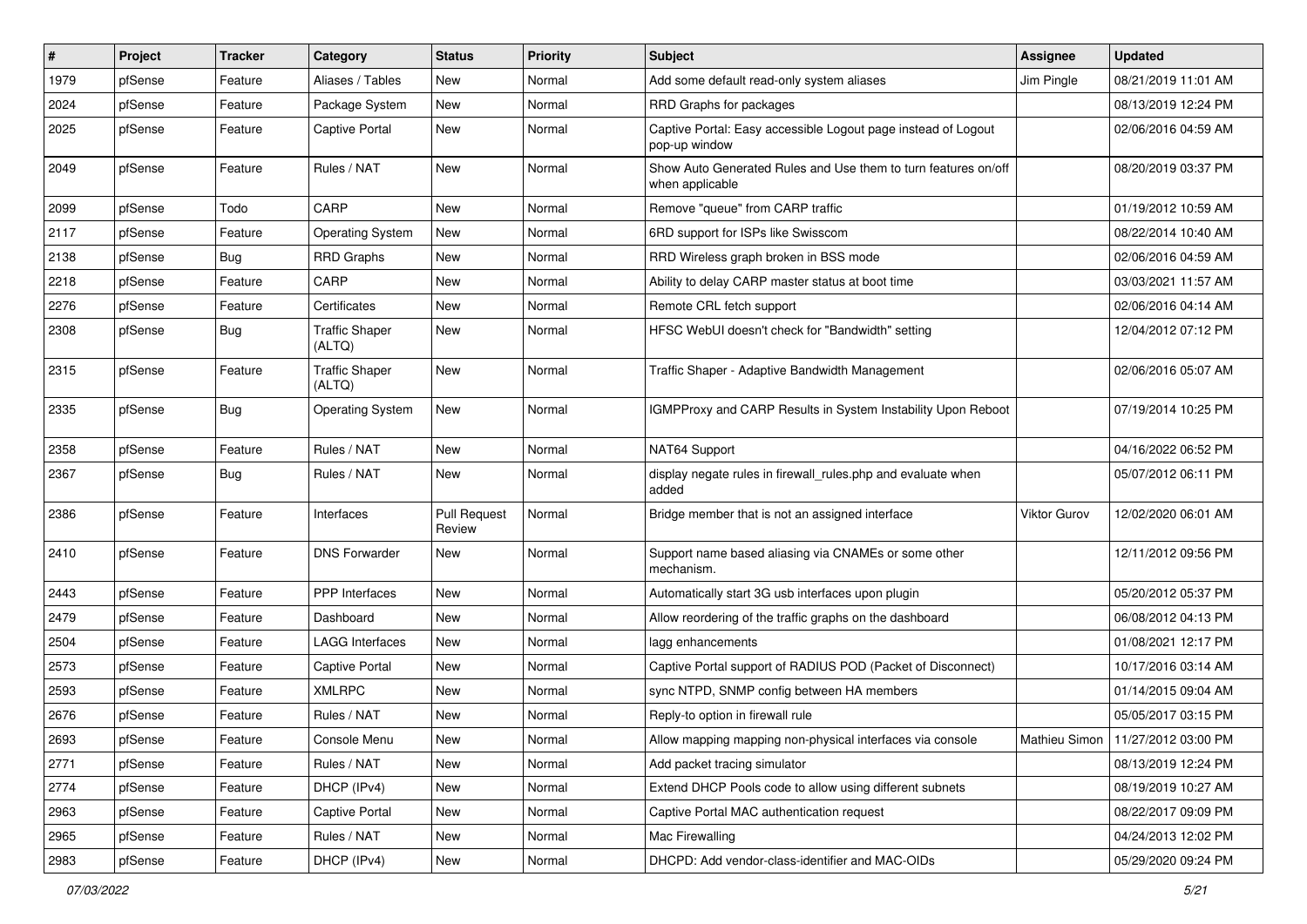| # | Project | Tracker | Category | Status | Priority | Subject | Assignee | Updated |
|---|---|---|---|---|---|---|---|---|
| 1979 | pfSense | Feature | Aliases / Tables | New | Normal | Add some default read-only system aliases | Jim Pingle | 08/21/2019 11:01 AM |
| 2024 | pfSense | Feature | Package System | New | Normal | RRD Graphs for packages | | 08/13/2019 12:24 PM |
| 2025 | pfSense | Feature | Captive Portal | New | Normal | Captive Portal: Easy accessible Logout page instead of Logout pop-up window | | 02/06/2016 04:59 AM |
| 2049 | pfSense | Feature | Rules / NAT | New | Normal | Show Auto Generated Rules and Use them to turn features on/off when applicable | | 08/20/2019 03:37 PM |
| 2099 | pfSense | Todo | CARP | New | Normal | Remove "queue" from CARP traffic | | 01/19/2012 10:59 AM |
| 2117 | pfSense | Feature | Operating System | New | Normal | 6RD support for ISPs like Swisscom | | 08/22/2014 10:40 AM |
| 2138 | pfSense | Bug | RRD Graphs | New | Normal | RRD Wireless graph broken in BSS mode | | 02/06/2016 04:59 AM |
| 2218 | pfSense | Feature | CARP | New | Normal | Ability to delay CARP master status at boot time | | 03/03/2021 11:57 AM |
| 2276 | pfSense | Feature | Certificates | New | Normal | Remote CRL fetch support | | 02/06/2016 04:14 AM |
| 2308 | pfSense | Bug | Traffic Shaper (ALTQ) | New | Normal | HFSC WebUI doesn't check for "Bandwidth" setting | | 12/04/2012 07:12 PM |
| 2315 | pfSense | Feature | Traffic Shaper (ALTQ) | New | Normal | Traffic Shaper - Adaptive Bandwidth Management | | 02/06/2016 05:07 AM |
| 2335 | pfSense | Bug | Operating System | New | Normal | IGMPProxy and CARP Results in System Instability Upon Reboot | | 07/19/2014 10:25 PM |
| 2358 | pfSense | Feature | Rules / NAT | New | Normal | NAT64 Support | | 04/16/2022 06:52 PM |
| 2367 | pfSense | Bug | Rules / NAT | New | Normal | display negate rules in firewall_rules.php and evaluate when added | | 05/07/2012 06:11 PM |
| 2386 | pfSense | Feature | Interfaces | Pull Request Review | Normal | Bridge member that is not an assigned interface | Viktor Gurov | 12/02/2020 06:01 AM |
| 2410 | pfSense | Feature | DNS Forwarder | New | Normal | Support name based aliasing via CNAMEs or some other mechanism. | | 12/11/2012 09:56 PM |
| 2443 | pfSense | Feature | PPP Interfaces | New | Normal | Automatically start 3G usb interfaces upon plugin | | 05/20/2012 05:37 PM |
| 2479 | pfSense | Feature | Dashboard | New | Normal | Allow reordering of the traffic graphs on the dashboard | | 06/08/2012 04:13 PM |
| 2504 | pfSense | Feature | LAGG Interfaces | New | Normal | lagg enhancements | | 01/08/2021 12:17 PM |
| 2573 | pfSense | Feature | Captive Portal | New | Normal | Captive Portal support of RADIUS POD (Packet of Disconnect) | | 10/17/2016 03:14 AM |
| 2593 | pfSense | Feature | XMLRPC | New | Normal | sync NTPD, SNMP config between HA members | | 01/14/2015 09:04 AM |
| 2676 | pfSense | Feature | Rules / NAT | New | Normal | Reply-to option in firewall rule | | 05/05/2017 03:15 PM |
| 2693 | pfSense | Feature | Console Menu | New | Normal | Allow mapping mapping non-physical interfaces via console | Mathieu Simon | 11/27/2012 03:00 PM |
| 2771 | pfSense | Feature | Rules / NAT | New | Normal | Add packet tracing simulator | | 08/13/2019 12:24 PM |
| 2774 | pfSense | Feature | DHCP (IPv4) | New | Normal | Extend DHCP Pools code to allow using different subnets | | 08/19/2019 10:27 AM |
| 2963 | pfSense | Feature | Captive Portal | New | Normal | Captive Portal MAC authentication request | | 08/22/2017 09:09 PM |
| 2965 | pfSense | Feature | Rules / NAT | New | Normal | Mac Firewalling | | 04/24/2013 12:02 PM |
| 2983 | pfSense | Feature | DHCP (IPv4) | New | Normal | DHCPD: Add vendor-class-identifier and MAC-OIDs | | 05/29/2020 09:24 PM |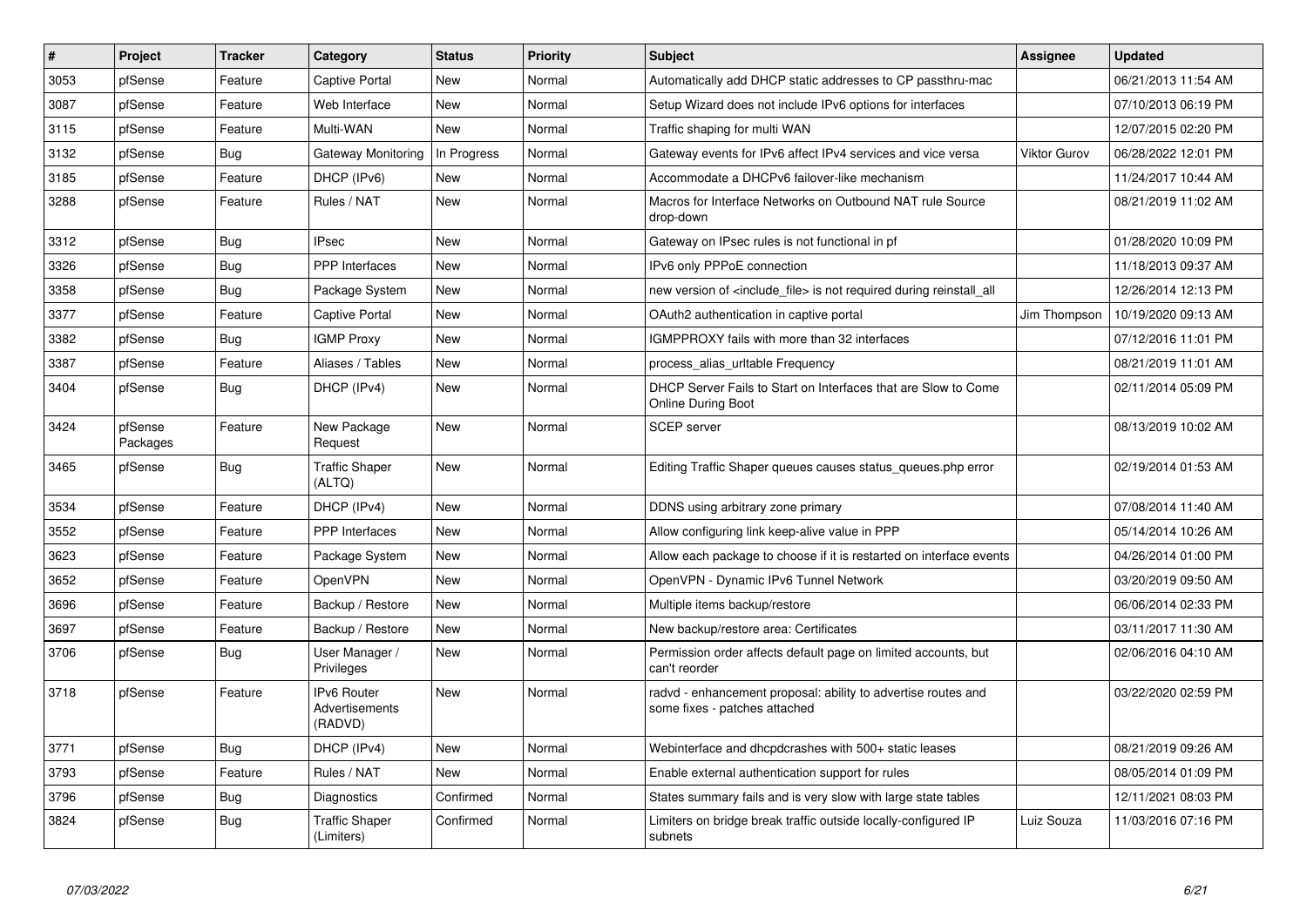| # | Project | Tracker | Category | Status | Priority | Subject | Assignee | Updated |
|---|---|---|---|---|---|---|---|---|
| 3053 | pfSense | Feature | Captive Portal | New | Normal | Automatically add DHCP static addresses to CP passthru-mac | | 06/21/2013 11:54 AM |
| 3087 | pfSense | Feature | Web Interface | New | Normal | Setup Wizard does not include IPv6 options for interfaces | | 07/10/2013 06:19 PM |
| 3115 | pfSense | Feature | Multi-WAN | New | Normal | Traffic shaping for multi WAN | | 12/07/2015 02:20 PM |
| 3132 | pfSense | Bug | Gateway Monitoring | In Progress | Normal | Gateway events for IPv6 affect IPv4 services and vice versa | Viktor Gurov | 06/28/2022 12:01 PM |
| 3185 | pfSense | Feature | DHCP (IPv6) | New | Normal | Accommodate a DHCPv6 failover-like mechanism | | 11/24/2017 10:44 AM |
| 3288 | pfSense | Feature | Rules / NAT | New | Normal | Macros for Interface Networks on Outbound NAT rule Source drop-down | | 08/21/2019 11:02 AM |
| 3312 | pfSense | Bug | IPsec | New | Normal | Gateway on IPsec rules is not functional in pf | | 01/28/2020 10:09 PM |
| 3326 | pfSense | Bug | PPP Interfaces | New | Normal | IPv6 only PPPoE connection | | 11/18/2013 09:37 AM |
| 3358 | pfSense | Bug | Package System | New | Normal | new version of <include_file> is not required during reinstall_all | | 12/26/2014 12:13 PM |
| 3377 | pfSense | Feature | Captive Portal | New | Normal | OAuth2 authentication in captive portal | Jim Thompson | 10/19/2020 09:13 AM |
| 3382 | pfSense | Bug | IGMP Proxy | New | Normal | IGMPPROXY fails with more than 32 interfaces | | 07/12/2016 11:01 PM |
| 3387 | pfSense | Feature | Aliases / Tables | New | Normal | process_alias_urltable Frequency | | 08/21/2019 11:01 AM |
| 3404 | pfSense | Bug | DHCP (IPv4) | New | Normal | DHCP Server Fails to Start on Interfaces that are Slow to Come Online During Boot | | 02/11/2014 05:09 PM |
| 3424 | pfSense Packages | Feature | New Package Request | New | Normal | SCEP server | | 08/13/2019 10:02 AM |
| 3465 | pfSense | Bug | Traffic Shaper (ALTQ) | New | Normal | Editing Traffic Shaper queues causes status_queues.php error | | 02/19/2014 01:53 AM |
| 3534 | pfSense | Feature | DHCP (IPv4) | New | Normal | DDNS using arbitrary zone primary | | 07/08/2014 11:40 AM |
| 3552 | pfSense | Feature | PPP Interfaces | New | Normal | Allow configuring link keep-alive value in PPP | | 05/14/2014 10:26 AM |
| 3623 | pfSense | Feature | Package System | New | Normal | Allow each package to choose if it is restarted on interface events | | 04/26/2014 01:00 PM |
| 3652 | pfSense | Feature | OpenVPN | New | Normal | OpenVPN - Dynamic IPv6 Tunnel Network | | 03/20/2019 09:50 AM |
| 3696 | pfSense | Feature | Backup / Restore | New | Normal | Multiple items backup/restore | | 06/06/2014 02:33 PM |
| 3697 | pfSense | Feature | Backup / Restore | New | Normal | New backup/restore area: Certificates | | 03/11/2017 11:30 AM |
| 3706 | pfSense | Bug | User Manager / Privileges | New | Normal | Permission order affects default page on limited accounts, but can't reorder | | 02/06/2016 04:10 AM |
| 3718 | pfSense | Feature | IPv6 Router Advertisements (RADVD) | New | Normal | radvd - enhancement proposal: ability to advertise routes and some fixes - patches attached | | 03/22/2020 02:59 PM |
| 3771 | pfSense | Bug | DHCP (IPv4) | New | Normal | Webinterface and dhcpdcrashes with 500+ static leases | | 08/21/2019 09:26 AM |
| 3793 | pfSense | Feature | Rules / NAT | New | Normal | Enable external authentication support for rules | | 08/05/2014 01:09 PM |
| 3796 | pfSense | Bug | Diagnostics | Confirmed | Normal | States summary fails and is very slow with large state tables | | 12/11/2021 08:03 PM |
| 3824 | pfSense | Bug | Traffic Shaper (Limiters) | Confirmed | Normal | Limiters on bridge break traffic outside locally-configured IP subnets | Luiz Souza | 11/03/2016 07:16 PM |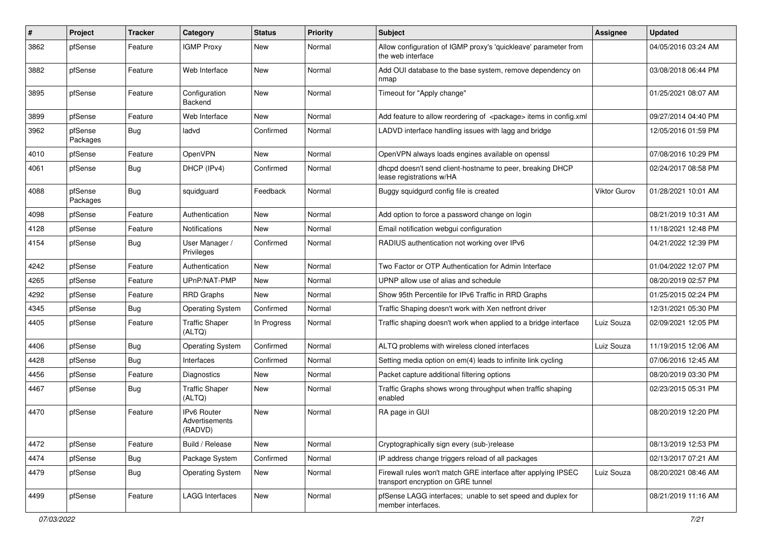| # | Project | Tracker | Category | Status | Priority | Subject | Assignee | Updated |
|---|---|---|---|---|---|---|---|---|
| 3862 | pfSense | Feature | IGMP Proxy | New | Normal | Allow configuration of IGMP proxy's 'quickleave' parameter from the web interface | | 04/05/2016 03:24 AM |
| 3882 | pfSense | Feature | Web Interface | New | Normal | Add OUI database to the base system, remove dependency on nmap | | 03/08/2018 06:44 PM |
| 3895 | pfSense | Feature | Configuration Backend | New | Normal | Timeout for "Apply change" | | 01/25/2021 08:07 AM |
| 3899 | pfSense | Feature | Web Interface | New | Normal | Add feature to allow reordering of <package> items in config.xml | | 09/27/2014 04:40 PM |
| 3962 | pfSense Packages | Bug | ladvd | Confirmed | Normal | LADVD interface handling issues with lagg and bridge | | 12/05/2016 01:59 PM |
| 4010 | pfSense | Feature | OpenVPN | New | Normal | OpenVPN always loads engines available on openssl | | 07/08/2016 10:29 PM |
| 4061 | pfSense | Bug | DHCP (IPv4) | Confirmed | Normal | dhcpd doesn't send client-hostname to peer, breaking DHCP lease registrations w/HA | | 02/24/2017 08:58 PM |
| 4088 | pfSense Packages | Bug | squidguard | Feedback | Normal | Buggy squidgurd config file is created | Viktor Gurov | 01/28/2021 10:01 AM |
| 4098 | pfSense | Feature | Authentication | New | Normal | Add option to force a password change on login | | 08/21/2019 10:31 AM |
| 4128 | pfSense | Feature | Notifications | New | Normal | Email notification webgui configuration | | 11/18/2021 12:48 PM |
| 4154 | pfSense | Bug | User Manager / Privileges | Confirmed | Normal | RADIUS authentication not working over IPv6 | | 04/21/2022 12:39 PM |
| 4242 | pfSense | Feature | Authentication | New | Normal | Two Factor or OTP Authentication for Admin Interface | | 01/04/2022 12:07 PM |
| 4265 | pfSense | Feature | UPnP/NAT-PMP | New | Normal | UPNP allow use of alias and schedule | | 08/20/2019 02:57 PM |
| 4292 | pfSense | Feature | RRD Graphs | New | Normal | Show 95th Percentile for IPv6 Traffic in RRD Graphs | | 01/25/2015 02:24 PM |
| 4345 | pfSense | Bug | Operating System | Confirmed | Normal | Traffic Shaping doesn't work with Xen netfront driver | | 12/31/2021 05:30 PM |
| 4405 | pfSense | Feature | Traffic Shaper (ALTQ) | In Progress | Normal | Traffic shaping doesn't work when applied to a bridge interface | Luiz Souza | 02/09/2021 12:05 PM |
| 4406 | pfSense | Bug | Operating System | Confirmed | Normal | ALTQ problems with wireless cloned interfaces | Luiz Souza | 11/19/2015 12:06 AM |
| 4428 | pfSense | Bug | Interfaces | Confirmed | Normal | Setting media option on em(4) leads to infinite link cycling | | 07/06/2016 12:45 AM |
| 4456 | pfSense | Feature | Diagnostics | New | Normal | Packet capture additional filtering options | | 08/20/2019 03:30 PM |
| 4467 | pfSense | Bug | Traffic Shaper (ALTQ) | New | Normal | Traffic Graphs shows wrong throughput when traffic shaping enabled | | 02/23/2015 05:31 PM |
| 4470 | pfSense | Feature | IPv6 Router Advertisements (RADVD) | New | Normal | RA page in GUI | | 08/20/2019 12:20 PM |
| 4472 | pfSense | Feature | Build / Release | New | Normal | Cryptographically sign every (sub-)release | | 08/13/2019 12:53 PM |
| 4474 | pfSense | Bug | Package System | Confirmed | Normal | IP address change triggers reload of all packages | | 02/13/2017 07:21 AM |
| 4479 | pfSense | Bug | Operating System | New | Normal | Firewall rules won't match GRE interface after applying IPSEC transport encryption on GRE tunnel | Luiz Souza | 08/20/2021 08:46 AM |
| 4499 | pfSense | Feature | LAGG Interfaces | New | Normal | pfSense LAGG interfaces; unable to set speed and duplex for member interfaces. | | 08/21/2019 11:16 AM |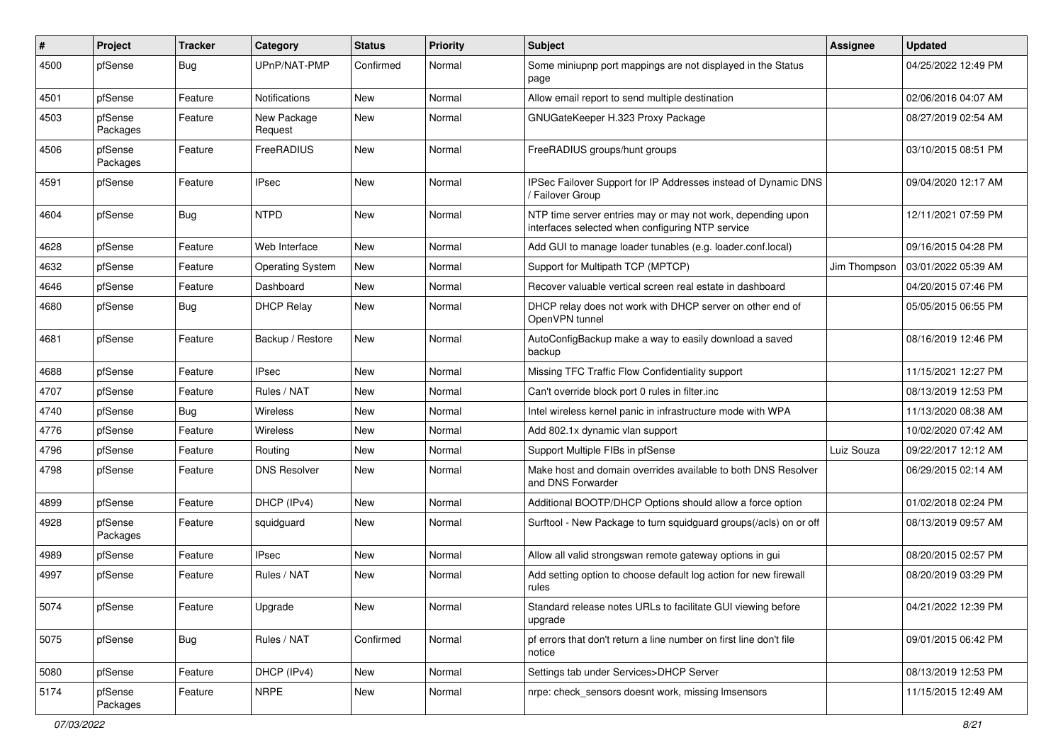| # | Project | Tracker | Category | Status | Priority | Subject | Assignee | Updated |
|---|---|---|---|---|---|---|---|---|
| 4500 | pfSense | Bug | UPnP/NAT-PMP | Confirmed | Normal | Some miniupnp port mappings are not displayed in the Status page |  | 04/25/2022 12:49 PM |
| 4501 | pfSense | Feature | Notifications | New | Normal | Allow email report to send multiple destination |  | 02/06/2016 04:07 AM |
| 4503 | pfSense Packages | Feature | New Package Request | New | Normal | GNUGateKeeper H.323 Proxy Package |  | 08/27/2019 02:54 AM |
| 4506 | pfSense Packages | Feature | FreeRADIUS | New | Normal | FreeRADIUS groups/hunt groups |  | 03/10/2015 08:51 PM |
| 4591 | pfSense | Feature | IPsec | New | Normal | IPSec Failover Support for IP Addresses instead of Dynamic DNS / Failover Group |  | 09/04/2020 12:17 AM |
| 4604 | pfSense | Bug | NTPD | New | Normal | NTP time server entries may or may not work, depending upon interfaces selected when configuring NTP service |  | 12/11/2021 07:59 PM |
| 4628 | pfSense | Feature | Web Interface | New | Normal | Add GUI to manage loader tunables (e.g. loader.conf.local) |  | 09/16/2015 04:28 PM |
| 4632 | pfSense | Feature | Operating System | New | Normal | Support for Multipath TCP (MPTCP) | Jim Thompson | 03/01/2022 05:39 AM |
| 4646 | pfSense | Feature | Dashboard | New | Normal | Recover valuable vertical screen real estate in dashboard |  | 04/20/2015 07:46 PM |
| 4680 | pfSense | Bug | DHCP Relay | New | Normal | DHCP relay does not work with DHCP server on other end of OpenVPN tunnel |  | 05/05/2015 06:55 PM |
| 4681 | pfSense | Feature | Backup / Restore | New | Normal | AutoConfigBackup make a way to easily download a saved backup |  | 08/16/2019 12:46 PM |
| 4688 | pfSense | Feature | IPsec | New | Normal | Missing TFC Traffic Flow Confidentiality support |  | 11/15/2021 12:27 PM |
| 4707 | pfSense | Feature | Rules / NAT | New | Normal | Can't override block port 0 rules in filter.inc |  | 08/13/2019 12:53 PM |
| 4740 | pfSense | Bug | Wireless | New | Normal | Intel wireless kernel panic in infrastructure mode with WPA |  | 11/13/2020 08:38 AM |
| 4776 | pfSense | Feature | Wireless | New | Normal | Add 802.1x dynamic vlan support |  | 10/02/2020 07:42 AM |
| 4796 | pfSense | Feature | Routing | New | Normal | Support Multiple FIBs in pfSense | Luiz Souza | 09/22/2017 12:12 AM |
| 4798 | pfSense | Feature | DNS Resolver | New | Normal | Make host and domain overrides available to both DNS Resolver and DNS Forwarder |  | 06/29/2015 02:14 AM |
| 4899 | pfSense | Feature | DHCP (IPv4) | New | Normal | Additional BOOTP/DHCP Options should allow a force option |  | 01/02/2018 02:24 PM |
| 4928 | pfSense Packages | Feature | squidguard | New | Normal | Surftool - New Package to turn squidguard groups(/acls) on or off |  | 08/13/2019 09:57 AM |
| 4989 | pfSense | Feature | IPsec | New | Normal | Allow all valid strongswan remote gateway options in gui |  | 08/20/2015 02:57 PM |
| 4997 | pfSense | Feature | Rules / NAT | New | Normal | Add setting option to choose default log action for new firewall rules |  | 08/20/2019 03:29 PM |
| 5074 | pfSense | Feature | Upgrade | New | Normal | Standard release notes URLs to facilitate GUI viewing before upgrade |  | 04/21/2022 12:39 PM |
| 5075 | pfSense | Bug | Rules / NAT | Confirmed | Normal | pf errors that don't return a line number on first line don't file notice |  | 09/01/2015 06:42 PM |
| 5080 | pfSense | Feature | DHCP (IPv4) | New | Normal | Settings tab under Services>DHCP Server |  | 08/13/2019 12:53 PM |
| 5174 | pfSense Packages | Feature | NRPE | New | Normal | nrpe: check_sensors doesnt work, missing lmsensors |  | 11/15/2015 12:49 AM |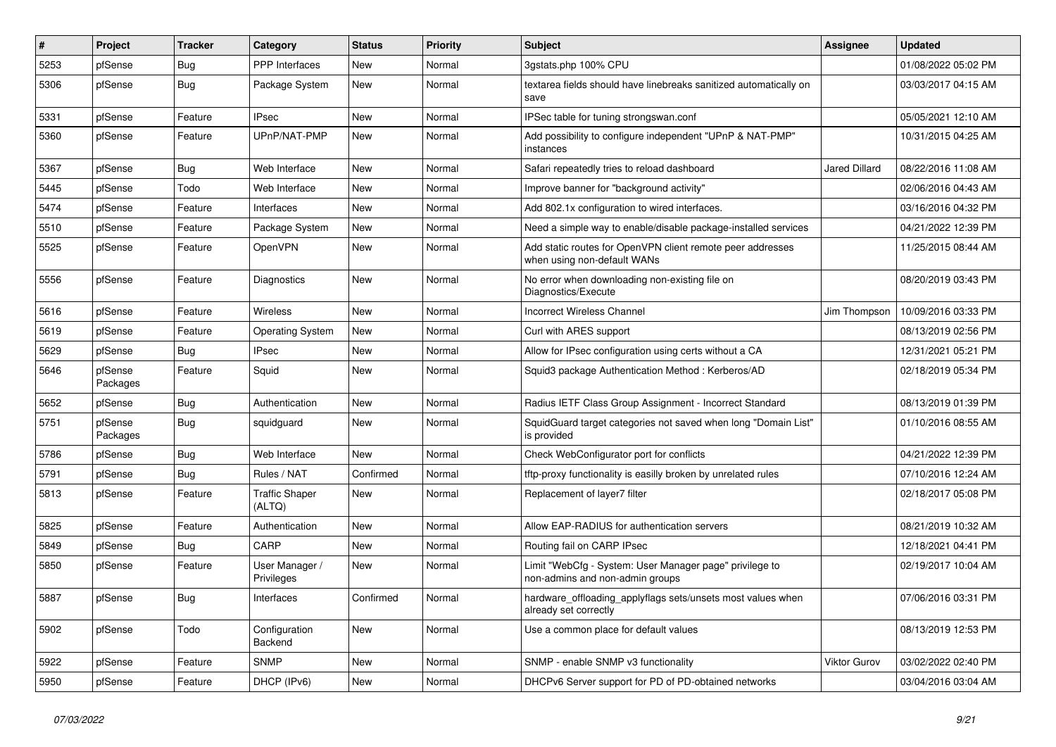| # | Project | Tracker | Category | Status | Priority | Subject | Assignee | Updated |
|---|---|---|---|---|---|---|---|---|
| 5253 | pfSense | Bug | PPP Interfaces | New | Normal | 3gstats.php 100% CPU | | 01/08/2022 05:02 PM |
| 5306 | pfSense | Bug | Package System | New | Normal | textarea fields should have linebreaks sanitized automatically on save | | 03/03/2017 04:15 AM |
| 5331 | pfSense | Feature | IPsec | New | Normal | IPSec table for tuning strongswan.conf | | 05/05/2021 12:10 AM |
| 5360 | pfSense | Feature | UPnP/NAT-PMP | New | Normal | Add possibility to configure independent "UPnP & NAT-PMP" instances | | 10/31/2015 04:25 AM |
| 5367 | pfSense | Bug | Web Interface | New | Normal | Safari repeatedly tries to reload dashboard | Jared Dillard | 08/22/2016 11:08 AM |
| 5445 | pfSense | Todo | Web Interface | New | Normal | Improve banner for "background activity" | | 02/06/2016 04:43 AM |
| 5474 | pfSense | Feature | Interfaces | New | Normal | Add 802.1x configuration to wired interfaces. | | 03/16/2016 04:32 PM |
| 5510 | pfSense | Feature | Package System | New | Normal | Need a simple way to enable/disable package-installed services | | 04/21/2022 12:39 PM |
| 5525 | pfSense | Feature | OpenVPN | New | Normal | Add static routes for OpenVPN client remote peer addresses when using non-default WANs | | 11/25/2015 08:44 AM |
| 5556 | pfSense | Feature | Diagnostics | New | Normal | No error when downloading non-existing file on Diagnostics/Execute | | 08/20/2019 03:43 PM |
| 5616 | pfSense | Feature | Wireless | New | Normal | Incorrect Wireless Channel | Jim Thompson | 10/09/2016 03:33 PM |
| 5619 | pfSense | Feature | Operating System | New | Normal | Curl with ARES support | | 08/13/2019 02:56 PM |
| 5629 | pfSense | Bug | IPsec | New | Normal | Allow for IPsec configuration using certs without a CA | | 12/31/2021 05:21 PM |
| 5646 | pfSense Packages | Feature | Squid | New | Normal | Squid3 package Authentication Method : Kerberos/AD | | 02/18/2019 05:34 PM |
| 5652 | pfSense | Bug | Authentication | New | Normal | Radius IETF Class Group Assignment - Incorrect Standard | | 08/13/2019 01:39 PM |
| 5751 | pfSense Packages | Bug | squidguard | New | Normal | SquidGuard target categories not saved when long "Domain List" is provided | | 01/10/2016 08:55 AM |
| 5786 | pfSense | Bug | Web Interface | New | Normal | Check WebConfigurator port for conflicts | | 04/21/2022 12:39 PM |
| 5791 | pfSense | Bug | Rules / NAT | Confirmed | Normal | tftp-proxy functionality is easilly broken by unrelated rules | | 07/10/2016 12:24 AM |
| 5813 | pfSense | Feature | Traffic Shaper (ALTQ) | New | Normal | Replacement of layer7 filter | | 02/18/2017 05:08 PM |
| 5825 | pfSense | Feature | Authentication | New | Normal | Allow EAP-RADIUS for authentication servers | | 08/21/2019 10:32 AM |
| 5849 | pfSense | Bug | CARP | New | Normal | Routing fail on CARP IPsec | | 12/18/2021 04:41 PM |
| 5850 | pfSense | Feature | User Manager / Privileges | New | Normal | Limit "WebCfg - System: User Manager page" privilege to non-admins and non-admin groups | | 02/19/2017 10:04 AM |
| 5887 | pfSense | Bug | Interfaces | Confirmed | Normal | hardware_offloading_applyflags sets/unsets most values when already set correctly | | 07/06/2016 03:31 PM |
| 5902 | pfSense | Todo | Configuration Backend | New | Normal | Use a common place for default values | | 08/13/2019 12:53 PM |
| 5922 | pfSense | Feature | SNMP | New | Normal | SNMP - enable SNMP v3 functionality | Viktor Gurov | 03/02/2022 02:40 PM |
| 5950 | pfSense | Feature | DHCP (IPv6) | New | Normal | DHCPv6 Server support for PD of PD-obtained networks | | 03/04/2016 03:04 AM |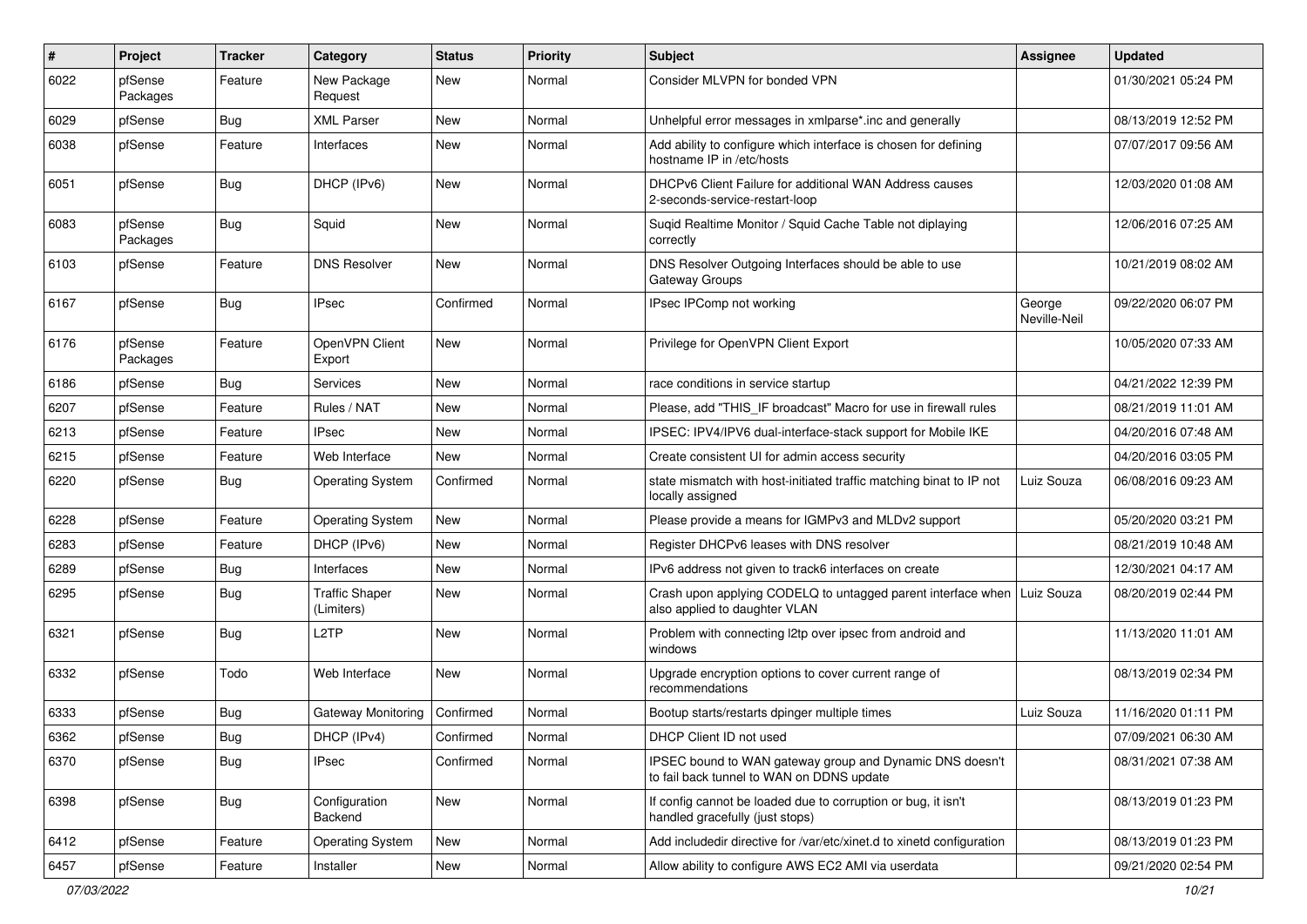| # | Project | Tracker | Category | Status | Priority | Subject | Assignee | Updated |
|---|---|---|---|---|---|---|---|---|
| 6022 | pfSense Packages | Feature | New Package Request | New | Normal | Consider MLVPN for bonded VPN | | 01/30/2021 05:24 PM |
| 6029 | pfSense | Bug | XML Parser | New | Normal | Unhelpful error messages in xmlparse*.inc and generally | | 08/13/2019 12:52 PM |
| 6038 | pfSense | Feature | Interfaces | New | Normal | Add ability to configure which interface is chosen for defining hostname IP in /etc/hosts | | 07/07/2017 09:56 AM |
| 6051 | pfSense | Bug | DHCP (IPv6) | New | Normal | DHCPv6 Client Failure for additional WAN Address causes 2-seconds-service-restart-loop | | 12/03/2020 01:08 AM |
| 6083 | pfSense Packages | Bug | Squid | New | Normal | Suqid Realtime Monitor / Squid Cache Table not diplaying correctly | | 12/06/2016 07:25 AM |
| 6103 | pfSense | Feature | DNS Resolver | New | Normal | DNS Resolver Outgoing Interfaces should be able to use Gateway Groups | | 10/21/2019 08:02 AM |
| 6167 | pfSense | Bug | IPsec | Confirmed | Normal | IPsec IPComp not working | George Neville-Neil | 09/22/2020 06:07 PM |
| 6176 | pfSense Packages | Feature | OpenVPN Client Export | New | Normal | Privilege for OpenVPN Client Export | | 10/05/2020 07:33 AM |
| 6186 | pfSense | Bug | Services | New | Normal | race conditions in service startup | | 04/21/2022 12:39 PM |
| 6207 | pfSense | Feature | Rules / NAT | New | Normal | Please, add "THIS_IF broadcast" Macro for use in firewall rules | | 08/21/2019 11:01 AM |
| 6213 | pfSense | Feature | IPsec | New | Normal | IPSEC: IPV4/IPV6 dual-interface-stack support for Mobile IKE | | 04/20/2016 07:48 AM |
| 6215 | pfSense | Feature | Web Interface | New | Normal | Create consistent UI for admin access security | | 04/20/2016 03:05 PM |
| 6220 | pfSense | Bug | Operating System | Confirmed | Normal | state mismatch with host-initiated traffic matching binat to IP not locally assigned | Luiz Souza | 06/08/2016 09:23 AM |
| 6228 | pfSense | Feature | Operating System | New | Normal | Please provide a means for IGMPv3 and MLDv2 support | | 05/20/2020 03:21 PM |
| 6283 | pfSense | Feature | DHCP (IPv6) | New | Normal | Register DHCPv6 leases with DNS resolver | | 08/21/2019 10:48 AM |
| 6289 | pfSense | Bug | Interfaces | New | Normal | IPv6 address not given to track6 interfaces on create | | 12/30/2021 04:17 AM |
| 6295 | pfSense | Bug | Traffic Shaper (Limiters) | New | Normal | Crash upon applying CODELQ to untagged parent interface when also applied to daughter VLAN | Luiz Souza | 08/20/2019 02:44 PM |
| 6321 | pfSense | Bug | L2TP | New | Normal | Problem with connecting l2tp over ipsec from android and windows | | 11/13/2020 11:01 AM |
| 6332 | pfSense | Todo | Web Interface | New | Normal | Upgrade encryption options to cover current range of recommendations | | 08/13/2019 02:34 PM |
| 6333 | pfSense | Bug | Gateway Monitoring | Confirmed | Normal | Bootup starts/restarts dpinger multiple times | Luiz Souza | 11/16/2020 01:11 PM |
| 6362 | pfSense | Bug | DHCP (IPv4) | Confirmed | Normal | DHCP Client ID not used | | 07/09/2021 06:30 AM |
| 6370 | pfSense | Bug | IPsec | Confirmed | Normal | IPSEC bound to WAN gateway group and Dynamic DNS doesn't to fail back tunnel to WAN on DDNS update | | 08/31/2021 07:38 AM |
| 6398 | pfSense | Bug | Configuration Backend | New | Normal | If config cannot be loaded due to corruption or bug, it isn't handled gracefully (just stops) | | 08/13/2019 01:23 PM |
| 6412 | pfSense | Feature | Operating System | New | Normal | Add includedir directive for /var/etc/xinet.d to xinetd configuration | | 08/13/2019 01:23 PM |
| 6457 | pfSense | Feature | Installer | New | Normal | Allow ability to configure AWS EC2 AMI via userdata | | 09/21/2020 02:54 PM |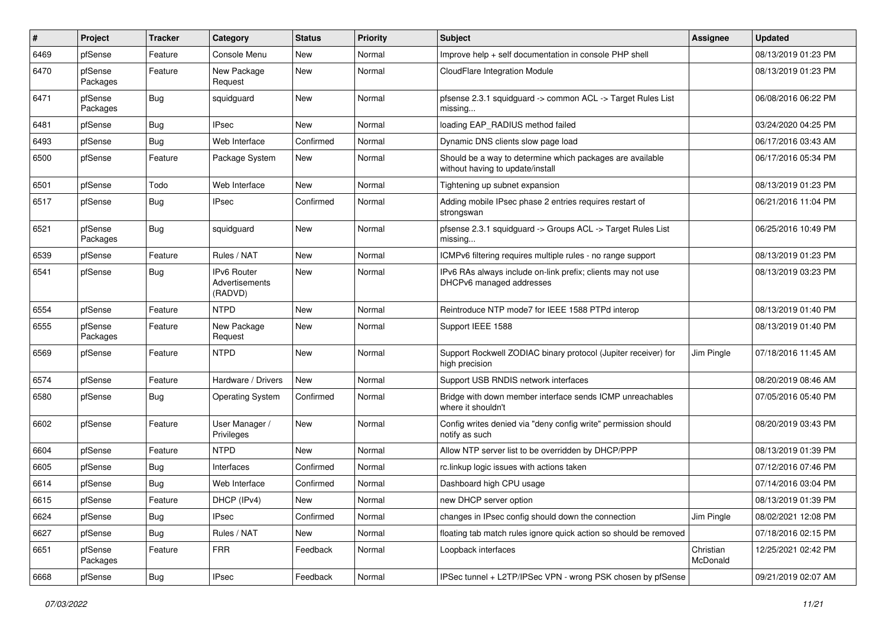| # | Project | Tracker | Category | Status | Priority | Subject | Assignee | Updated |
|---|---|---|---|---|---|---|---|---|
| 6469 | pfSense | Feature | Console Menu | New | Normal | Improve help + self documentation in console PHP shell | | 08/13/2019 01:23 PM |
| 6470 | pfSense Packages | Feature | New Package Request | New | Normal | CloudFlare Integration Module | | 08/13/2019 01:23 PM |
| 6471 | pfSense Packages | Bug | squidguard | New | Normal | pfsense 2.3.1 squidguard -> common ACL -> Target Rules List missing... | | 06/08/2016 06:22 PM |
| 6481 | pfSense | Bug | IPsec | New | Normal | loading EAP_RADIUS method failed | | 03/24/2020 04:25 PM |
| 6493 | pfSense | Bug | Web Interface | Confirmed | Normal | Dynamic DNS clients slow page load | | 06/17/2016 03:43 AM |
| 6500 | pfSense | Feature | Package System | New | Normal | Should be a way to determine which packages are available without having to update/install | | 06/17/2016 05:34 PM |
| 6501 | pfSense | Todo | Web Interface | New | Normal | Tightening up subnet expansion | | 08/13/2019 01:23 PM |
| 6517 | pfSense | Bug | IPsec | Confirmed | Normal | Adding mobile IPsec phase 2 entries requires restart of strongswan | | 06/21/2016 11:04 PM |
| 6521 | pfSense Packages | Bug | squidguard | New | Normal | pfsense 2.3.1 squidguard -> Groups ACL -> Target Rules List missing... | | 06/25/2016 10:49 PM |
| 6539 | pfSense | Feature | Rules / NAT | New | Normal | ICMPv6 filtering requires multiple rules - no range support | | 08/13/2019 01:23 PM |
| 6541 | pfSense | Bug | IPv6 Router Advertisements (RADVD) | New | Normal | IPv6 RAs always include on-link prefix; clients may not use DHCPv6 managed addresses | | 08/13/2019 03:23 PM |
| 6554 | pfSense | Feature | NTPD | New | Normal | Reintroduce NTP mode7 for IEEE 1588 PTPd interop | | 08/13/2019 01:40 PM |
| 6555 | pfSense Packages | Feature | New Package Request | New | Normal | Support IEEE 1588 | | 08/13/2019 01:40 PM |
| 6569 | pfSense | Feature | NTPD | New | Normal | Support Rockwell ZODIAC binary protocol (Jupiter receiver) for high precision | Jim Pingle | 07/18/2016 11:45 AM |
| 6574 | pfSense | Feature | Hardware / Drivers | New | Normal | Support USB RNDIS network interfaces | | 08/20/2019 08:46 AM |
| 6580 | pfSense | Bug | Operating System | Confirmed | Normal | Bridge with down member interface sends ICMP unreachables where it shouldn't | | 07/05/2016 05:40 PM |
| 6602 | pfSense | Feature | User Manager / Privileges | New | Normal | Config writes denied via "deny config write" permission should notify as such | | 08/20/2019 03:43 PM |
| 6604 | pfSense | Feature | NTPD | New | Normal | Allow NTP server list to be overridden by DHCP/PPP | | 08/13/2019 01:39 PM |
| 6605 | pfSense | Bug | Interfaces | Confirmed | Normal | rc.linkup logic issues with actions taken | | 07/12/2016 07:46 PM |
| 6614 | pfSense | Bug | Web Interface | Confirmed | Normal | Dashboard high CPU usage | | 07/14/2016 03:04 PM |
| 6615 | pfSense | Feature | DHCP (IPv4) | New | Normal | new DHCP server option | | 08/13/2019 01:39 PM |
| 6624 | pfSense | Bug | IPsec | Confirmed | Normal | changes in IPsec config should down the connection | Jim Pingle | 08/02/2021 12:08 PM |
| 6627 | pfSense | Bug | Rules / NAT | New | Normal | floating tab match rules ignore quick action so should be removed | | 07/18/2016 02:15 PM |
| 6651 | pfSense Packages | Feature | FRR | Feedback | Normal | Loopback interfaces | Christian McDonald | 12/25/2021 02:42 PM |
| 6668 | pfSense | Bug | IPsec | Feedback | Normal | IPSec tunnel + L2TP/IPSec VPN - wrong PSK chosen by pfSense | | 09/21/2019 02:07 AM |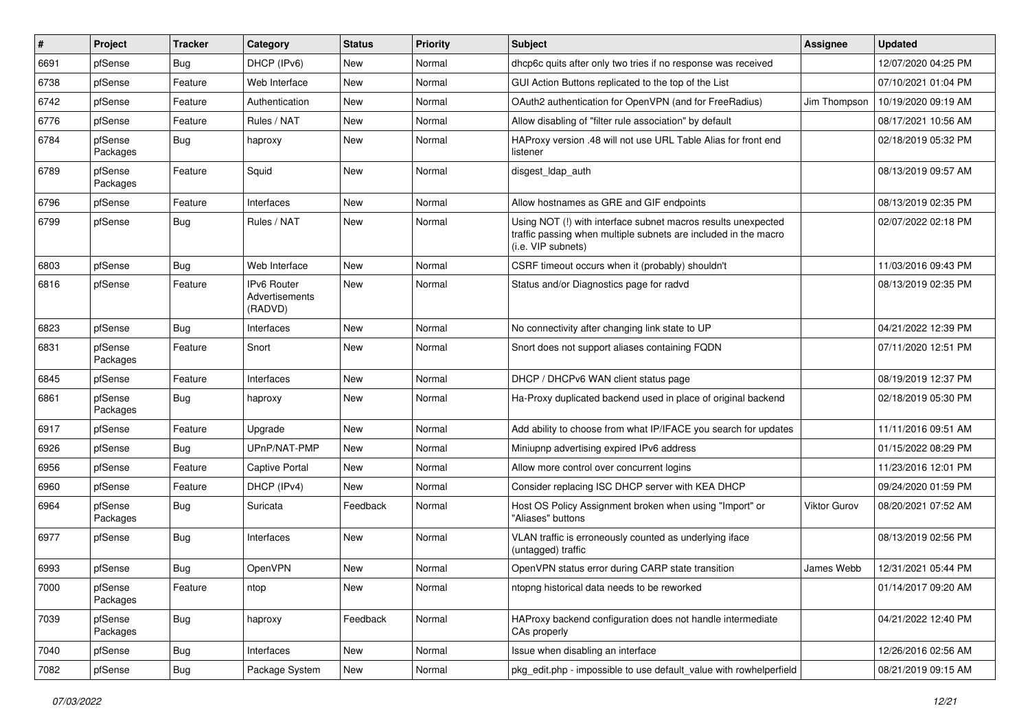| # | Project | Tracker | Category | Status | Priority | Subject | Assignee | Updated |
|---|---|---|---|---|---|---|---|---|
| 6691 | pfSense | Bug | DHCP (IPv6) | New | Normal | dhcp6c quits after only two tries if no response was received | | 12/07/2020 04:25 PM |
| 6738 | pfSense | Feature | Web Interface | New | Normal | GUI Action Buttons replicated to the top of the List | | 07/10/2021 01:04 PM |
| 6742 | pfSense | Feature | Authentication | New | Normal | OAuth2 authentication for OpenVPN (and for FreeRadius) | Jim Thompson | 10/19/2020 09:19 AM |
| 6776 | pfSense | Feature | Rules / NAT | New | Normal | Allow disabling of "filter rule association" by default | | 08/17/2021 10:56 AM |
| 6784 | pfSense Packages | Bug | haproxy | New | Normal | HAProxy version .48 will not use URL Table Alias for front end listener | | 02/18/2019 05:32 PM |
| 6789 | pfSense Packages | Feature | Squid | New | Normal | disgest_ldap_auth | | 08/13/2019 09:57 AM |
| 6796 | pfSense | Feature | Interfaces | New | Normal | Allow hostnames as GRE and GIF endpoints | | 08/13/2019 02:35 PM |
| 6799 | pfSense | Bug | Rules / NAT | New | Normal | Using NOT (!) with interface subnet macros results unexpected traffic passing when multiple subnets are included in the macro (i.e. VIP subnets) | | 02/07/2022 02:18 PM |
| 6803 | pfSense | Bug | Web Interface | New | Normal | CSRF timeout occurs when it (probably) shouldn't | | 11/03/2016 09:43 PM |
| 6816 | pfSense | Feature | IPv6 Router Advertisements (RADVD) | New | Normal | Status and/or Diagnostics page for radvd | | 08/13/2019 02:35 PM |
| 6823 | pfSense | Bug | Interfaces | New | Normal | No connectivity after changing link state to UP | | 04/21/2022 12:39 PM |
| 6831 | pfSense Packages | Feature | Snort | New | Normal | Snort does not support aliases containing FQDN | | 07/11/2020 12:51 PM |
| 6845 | pfSense | Feature | Interfaces | New | Normal | DHCP / DHCPv6 WAN client status page | | 08/19/2019 12:37 PM |
| 6861 | pfSense Packages | Bug | haproxy | New | Normal | Ha-Proxy duplicated backend used in place of original backend | | 02/18/2019 05:30 PM |
| 6917 | pfSense | Feature | Upgrade | New | Normal | Add ability to choose from what IP/IFACE you search for updates | | 11/11/2016 09:51 AM |
| 6926 | pfSense | Bug | UPnP/NAT-PMP | New | Normal | Miniupnp advertising expired IPv6 address | | 01/15/2022 08:29 PM |
| 6956 | pfSense | Feature | Captive Portal | New | Normal | Allow more control over concurrent logins | | 11/23/2016 12:01 PM |
| 6960 | pfSense | Feature | DHCP (IPv4) | New | Normal | Consider replacing ISC DHCP server with KEA DHCP | | 09/24/2020 01:59 PM |
| 6964 | pfSense Packages | Bug | Suricata | Feedback | Normal | Host OS Policy Assignment broken when using "Import" or "Aliases" buttons | Viktor Gurov | 08/20/2021 07:52 AM |
| 6977 | pfSense | Bug | Interfaces | New | Normal | VLAN traffic is erroneously counted as underlying iface (untagged) traffic | | 08/13/2019 02:56 PM |
| 6993 | pfSense | Bug | OpenVPN | New | Normal | OpenVPN status error during CARP state transition | James Webb | 12/31/2021 05:44 PM |
| 7000 | pfSense Packages | Feature | ntop | New | Normal | ntopng historical data needs to be reworked | | 01/14/2017 09:20 AM |
| 7039 | pfSense Packages | Bug | haproxy | Feedback | Normal | HAProxy backend configuration does not handle intermediate CAs properly | | 04/21/2022 12:40 PM |
| 7040 | pfSense | Bug | Interfaces | New | Normal | Issue when disabling an interface | | 12/26/2016 02:56 AM |
| 7082 | pfSense | Bug | Package System | New | Normal | pkg_edit.php - impossible to use default_value with rowhelperfield | | 08/21/2019 09:15 AM |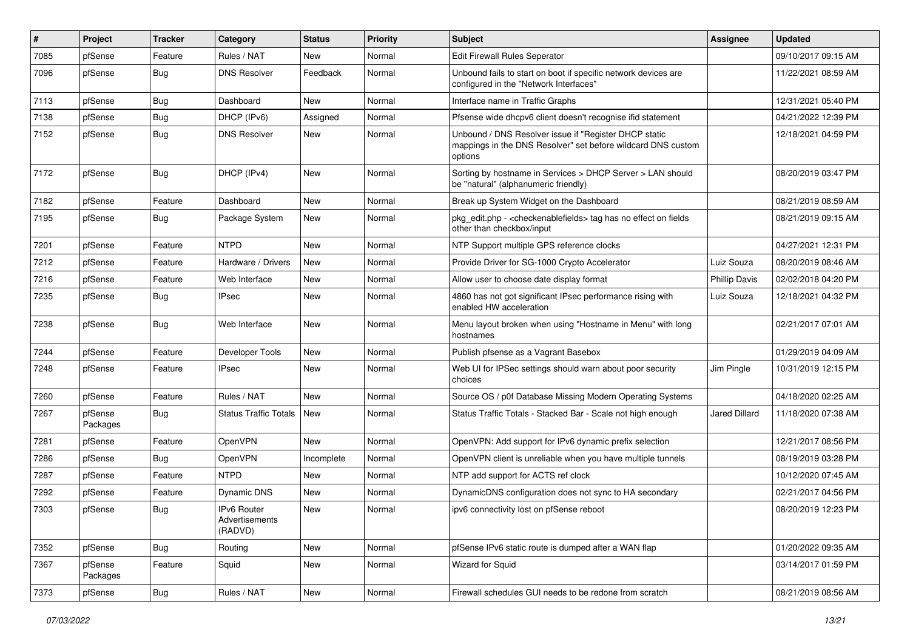| # | Project | Tracker | Category | Status | Priority | Subject | Assignee | Updated |
|---|---|---|---|---|---|---|---|---|
| 7085 | pfSense | Feature | Rules / NAT | New | Normal | Edit Firewall Rules Seperator | | 09/10/2017 09:15 AM |
| 7096 | pfSense | Bug | DNS Resolver | Feedback | Normal | Unbound fails to start on boot if specific network devices are configured in the "Network Interfaces" | | 11/22/2021 08:59 AM |
| 7113 | pfSense | Bug | Dashboard | New | Normal | Interface name in Traffic Graphs | | 12/31/2021 05:40 PM |
| 7138 | pfSense | Bug | DHCP (IPv6) | Assigned | Normal | Pfsense wide dhcpv6 client doesn't recognise ifid statement | | 04/21/2022 12:39 PM |
| 7152 | pfSense | Bug | DNS Resolver | New | Normal | Unbound / DNS Resolver issue if "Register DHCP static mappings in the DNS Resolver" set before wildcard DNS custom options | | 12/18/2021 04:59 PM |
| 7172 | pfSense | Bug | DHCP (IPv4) | New | Normal | Sorting by hostname in Services > DHCP Server > LAN should be "natural" (alphanumeric friendly) | | 08/20/2019 03:47 PM |
| 7182 | pfSense | Feature | Dashboard | New | Normal | Break up System Widget on the Dashboard | | 08/21/2019 08:59 AM |
| 7195 | pfSense | Bug | Package System | New | Normal | pkg_edit.php - <checkenablefields> tag has no effect on fields other than checkbox/input | | 08/21/2019 09:15 AM |
| 7201 | pfSense | Feature | NTPD | New | Normal | NTP Support multiple GPS reference clocks | | 04/27/2021 12:31 PM |
| 7212 | pfSense | Feature | Hardware / Drivers | New | Normal | Provide Driver for SG-1000 Crypto Accelerator | Luiz Souza | 08/20/2019 08:46 AM |
| 7216 | pfSense | Feature | Web Interface | New | Normal | Allow user to choose date display format | Phillip Davis | 02/02/2018 04:20 PM |
| 7235 | pfSense | Bug | IPsec | New | Normal | 4860 has not got significant IPsec performance rising with enabled HW acceleration | Luiz Souza | 12/18/2021 04:32 PM |
| 7238 | pfSense | Bug | Web Interface | New | Normal | Menu layout broken when using "Hostname in Menu" with long hostnames | | 02/21/2017 07:01 AM |
| 7244 | pfSense | Feature | Developer Tools | New | Normal | Publish pfsense as a Vagrant Basebox | | 01/29/2019 04:09 AM |
| 7248 | pfSense | Feature | IPsec | New | Normal | Web UI for IPSec settings should warn about poor security choices | Jim Pingle | 10/31/2019 12:15 PM |
| 7260 | pfSense | Feature | Rules / NAT | New | Normal | Source OS / p0f Database Missing Modern Operating Systems | | 04/18/2020 02:25 AM |
| 7267 | pfSense Packages | Bug | Status Traffic Totals | New | Normal | Status Traffic Totals - Stacked Bar - Scale not high enough | Jared Dillard | 11/18/2020 07:38 AM |
| 7281 | pfSense | Feature | OpenVPN | New | Normal | OpenVPN: Add support for IPv6 dynamic prefix selection | | 12/21/2017 08:56 PM |
| 7286 | pfSense | Bug | OpenVPN | Incomplete | Normal | OpenVPN client is unreliable when you have multiple tunnels | | 08/19/2019 03:28 PM |
| 7287 | pfSense | Feature | NTPD | New | Normal | NTP add support for ACTS ref clock | | 10/12/2020 07:45 AM |
| 7292 | pfSense | Feature | Dynamic DNS | New | Normal | DynamicDNS configuration does not sync to HA secondary | | 02/21/2017 04:56 PM |
| 7303 | pfSense | Bug | IPv6 Router Advertisements (RADVD) | New | Normal | ipv6 connectivity lost on pfSense reboot | | 08/20/2019 12:23 PM |
| 7352 | pfSense | Bug | Routing | New | Normal | pfSense IPv6 static route is dumped after a WAN flap | | 01/20/2022 09:35 AM |
| 7367 | pfSense Packages | Feature | Squid | New | Normal | Wizard for Squid | | 03/14/2017 01:59 PM |
| 7373 | pfSense | Bug | Rules / NAT | New | Normal | Firewall schedules GUI needs to be redone from scratch | | 08/21/2019 08:56 AM |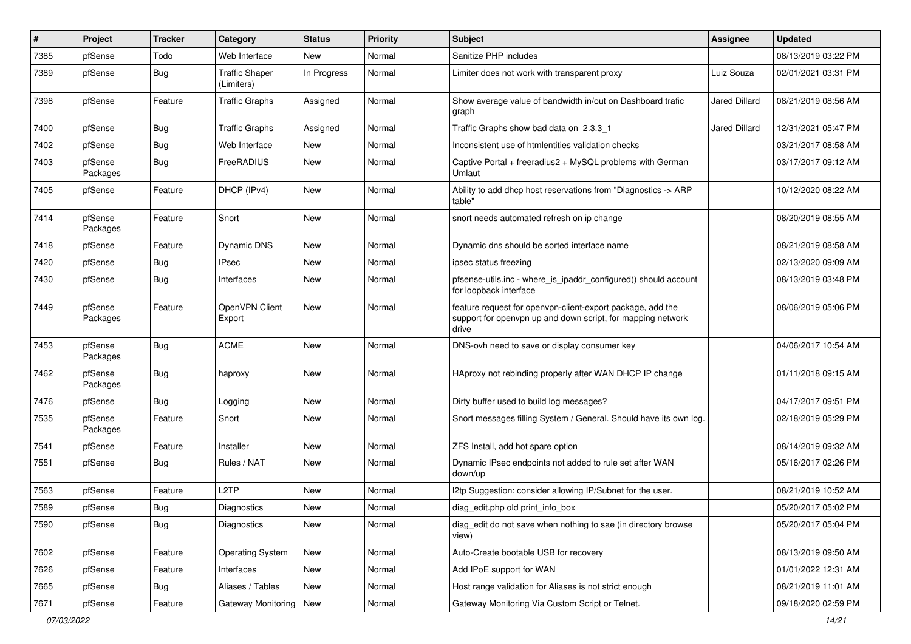| # | Project | Tracker | Category | Status | Priority | Subject | Assignee | Updated |
|---|---|---|---|---|---|---|---|---|
| 7385 | pfSense | Todo | Web Interface | New | Normal | Sanitize PHP includes | | 08/13/2019 03:22 PM |
| 7389 | pfSense | Bug | Traffic Shaper (Limiters) | In Progress | Normal | Limiter does not work with transparent proxy | Luiz Souza | 02/01/2021 03:31 PM |
| 7398 | pfSense | Feature | Traffic Graphs | Assigned | Normal | Show average value of bandwidth in/out on Dashboard trafic graph | Jared Dillard | 08/21/2019 08:56 AM |
| 7400 | pfSense | Bug | Traffic Graphs | Assigned | Normal | Traffic Graphs show bad data on 2.3.3_1 | Jared Dillard | 12/31/2021 05:47 PM |
| 7402 | pfSense | Bug | Web Interface | New | Normal | Inconsistent use of htmlentities validation checks | | 03/21/2017 08:58 AM |
| 7403 | pfSense Packages | Bug | FreeRADIUS | New | Normal | Captive Portal + freeradius2 + MySQL problems with German Umlaut | | 03/17/2017 09:12 AM |
| 7405 | pfSense | Feature | DHCP (IPv4) | New | Normal | Ability to add dhcp host reservations from "Diagnostics -> ARP table" | | 10/12/2020 08:22 AM |
| 7414 | pfSense Packages | Feature | Snort | New | Normal | snort needs automated refresh on ip change | | 08/20/2019 08:55 AM |
| 7418 | pfSense | Feature | Dynamic DNS | New | Normal | Dynamic dns should be sorted interface name | | 08/21/2019 08:58 AM |
| 7420 | pfSense | Bug | IPsec | New | Normal | ipsec status freezing | | 02/13/2020 09:09 AM |
| 7430 | pfSense | Bug | Interfaces | New | Normal | pfsense-utils.inc - where_is_ipaddr_configured() should account for loopback interface | | 08/13/2019 03:48 PM |
| 7449 | pfSense Packages | Feature | OpenVPN Client Export | New | Normal | feature request for openvpn-client-export package, add the support for openvpn up and down script, for mapping network drive | | 08/06/2019 05:06 PM |
| 7453 | pfSense Packages | Bug | ACME | New | Normal | DNS-ovh need to save or display consumer key | | 04/06/2017 10:54 AM |
| 7462 | pfSense Packages | Bug | haproxy | New | Normal | HAproxy not rebinding properly after WAN DHCP IP change | | 01/11/2018 09:15 AM |
| 7476 | pfSense | Bug | Logging | New | Normal | Dirty buffer used to build log messages? | | 04/17/2017 09:51 PM |
| 7535 | pfSense Packages | Feature | Snort | New | Normal | Snort messages filling System / General. Should have its own log. | | 02/18/2019 05:29 PM |
| 7541 | pfSense | Feature | Installer | New | Normal | ZFS Install, add hot spare option | | 08/14/2019 09:32 AM |
| 7551 | pfSense | Bug | Rules / NAT | New | Normal | Dynamic IPsec endpoints not added to rule set after WAN down/up | | 05/16/2017 02:26 PM |
| 7563 | pfSense | Feature | L2TP | New | Normal | l2tp Suggestion: consider allowing IP/Subnet for the user. | | 08/21/2019 10:52 AM |
| 7589 | pfSense | Bug | Diagnostics | New | Normal | diag_edit.php old print_info_box | | 05/20/2017 05:02 PM |
| 7590 | pfSense | Bug | Diagnostics | New | Normal | diag_edit do not save when nothing to sae (in directory browse view) | | 05/20/2017 05:04 PM |
| 7602 | pfSense | Feature | Operating System | New | Normal | Auto-Create bootable USB for recovery | | 08/13/2019 09:50 AM |
| 7626 | pfSense | Feature | Interfaces | New | Normal | Add IPoE support for WAN | | 01/01/2022 12:31 AM |
| 7665 | pfSense | Bug | Aliases / Tables | New | Normal | Host range validation for Aliases is not strict enough | | 08/21/2019 11:01 AM |
| 7671 | pfSense | Feature | Gateway Monitoring | New | Normal | Gateway Monitoring Via Custom Script or Telnet. | | 09/18/2020 02:59 PM |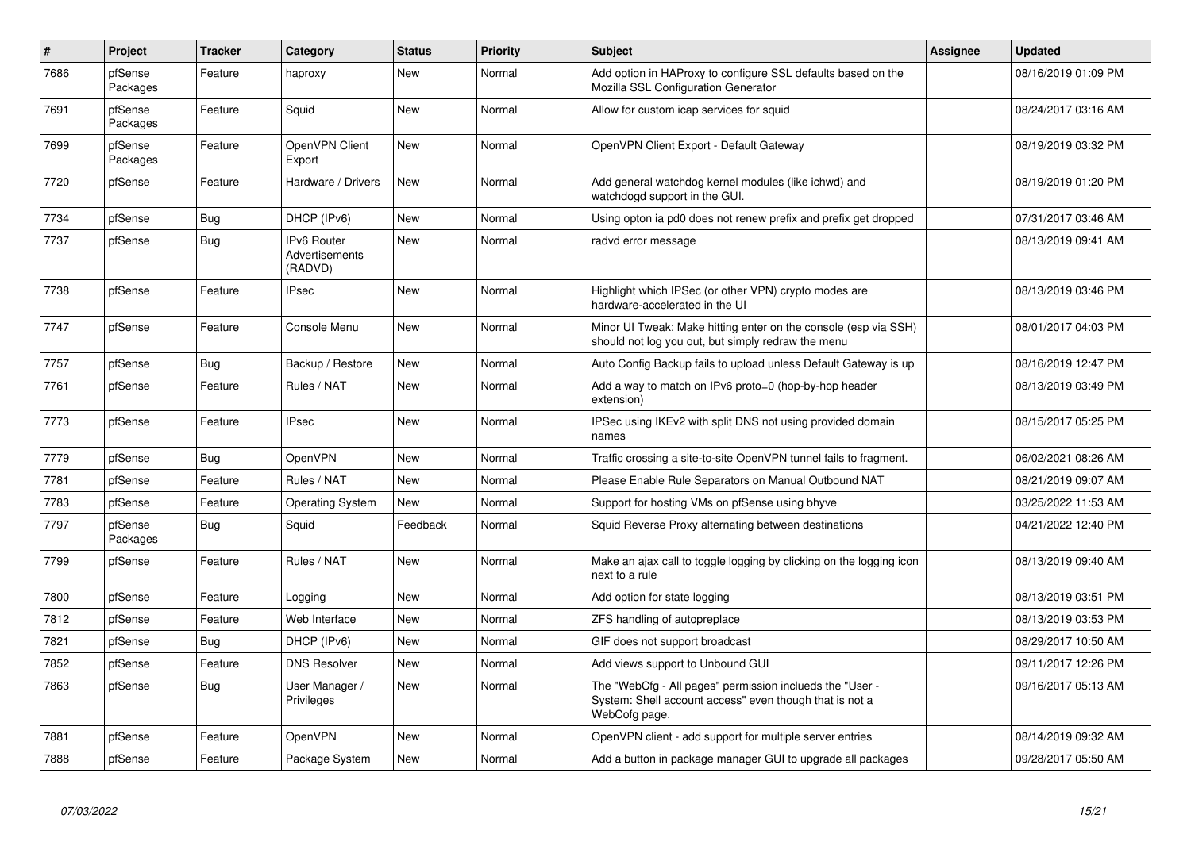| # | Project | Tracker | Category | Status | Priority | Subject | Assignee | Updated |
|---|---|---|---|---|---|---|---|---|
| 7686 | pfSense Packages | Feature | haproxy | New | Normal | Add option in HAProxy to configure SSL defaults based on the Mozilla SSL Configuration Generator | | 08/16/2019 01:09 PM |
| 7691 | pfSense Packages | Feature | Squid | New | Normal | Allow for custom icap services for squid | | 08/24/2017 03:16 AM |
| 7699 | pfSense Packages | Feature | OpenVPN Client Export | New | Normal | OpenVPN Client Export - Default Gateway | | 08/19/2019 03:32 PM |
| 7720 | pfSense | Feature | Hardware / Drivers | New | Normal | Add general watchdog kernel modules (like ichwd) and watchdogd support in the GUI. | | 08/19/2019 01:20 PM |
| 7734 | pfSense | Bug | DHCP (IPv6) | New | Normal | Using opton ia pd0 does not renew prefix and prefix get dropped | | 07/31/2017 03:46 AM |
| 7737 | pfSense | Bug | IPv6 Router Advertisements (RADVD) | New | Normal | radvd error message | | 08/13/2019 09:41 AM |
| 7738 | pfSense | Feature | IPsec | New | Normal | Highlight which IPSec (or other VPN) crypto modes are hardware-accelerated in the UI | | 08/13/2019 03:46 PM |
| 7747 | pfSense | Feature | Console Menu | New | Normal | Minor UI Tweak: Make hitting enter on the console (esp via SSH) should not log you out, but simply redraw the menu | | 08/01/2017 04:03 PM |
| 7757 | pfSense | Bug | Backup / Restore | New | Normal | Auto Config Backup fails to upload unless Default Gateway is up | | 08/16/2019 12:47 PM |
| 7761 | pfSense | Feature | Rules / NAT | New | Normal | Add a way to match on IPv6 proto=0 (hop-by-hop header extension) | | 08/13/2019 03:49 PM |
| 7773 | pfSense | Feature | IPsec | New | Normal | IPSec using IKEv2 with split DNS not using provided domain names | | 08/15/2017 05:25 PM |
| 7779 | pfSense | Bug | OpenVPN | New | Normal | Traffic crossing a site-to-site OpenVPN tunnel fails to fragment. | | 06/02/2021 08:26 AM |
| 7781 | pfSense | Feature | Rules / NAT | New | Normal | Please Enable Rule Separators on Manual Outbound NAT | | 08/21/2019 09:07 AM |
| 7783 | pfSense | Feature | Operating System | New | Normal | Support for hosting VMs on pfSense using bhyve | | 03/25/2022 11:53 AM |
| 7797 | pfSense Packages | Bug | Squid | Feedback | Normal | Squid Reverse Proxy alternating between destinations | | 04/21/2022 12:40 PM |
| 7799 | pfSense | Feature | Rules / NAT | New | Normal | Make an ajax call to toggle logging by clicking on the logging icon next to a rule | | 08/13/2019 09:40 AM |
| 7800 | pfSense | Feature | Logging | New | Normal | Add option for state logging | | 08/13/2019 03:51 PM |
| 7812 | pfSense | Feature | Web Interface | New | Normal | ZFS handling of autopreplace | | 08/13/2019 03:53 PM |
| 7821 | pfSense | Bug | DHCP (IPv6) | New | Normal | GIF does not support broadcast | | 08/29/2017 10:50 AM |
| 7852 | pfSense | Feature | DNS Resolver | New | Normal | Add views support to Unbound GUI | | 09/11/2017 12:26 PM |
| 7863 | pfSense | Bug | User Manager / Privileges | New | Normal | The "WebCfg - All pages" permission inclueds the "User - System: Shell account access" even though that is not a WebCofg page. | | 09/16/2017 05:13 AM |
| 7881 | pfSense | Feature | OpenVPN | New | Normal | OpenVPN client - add support for multiple server entries | | 08/14/2019 09:32 AM |
| 7888 | pfSense | Feature | Package System | New | Normal | Add a button in package manager GUI to upgrade all packages | | 09/28/2017 05:50 AM |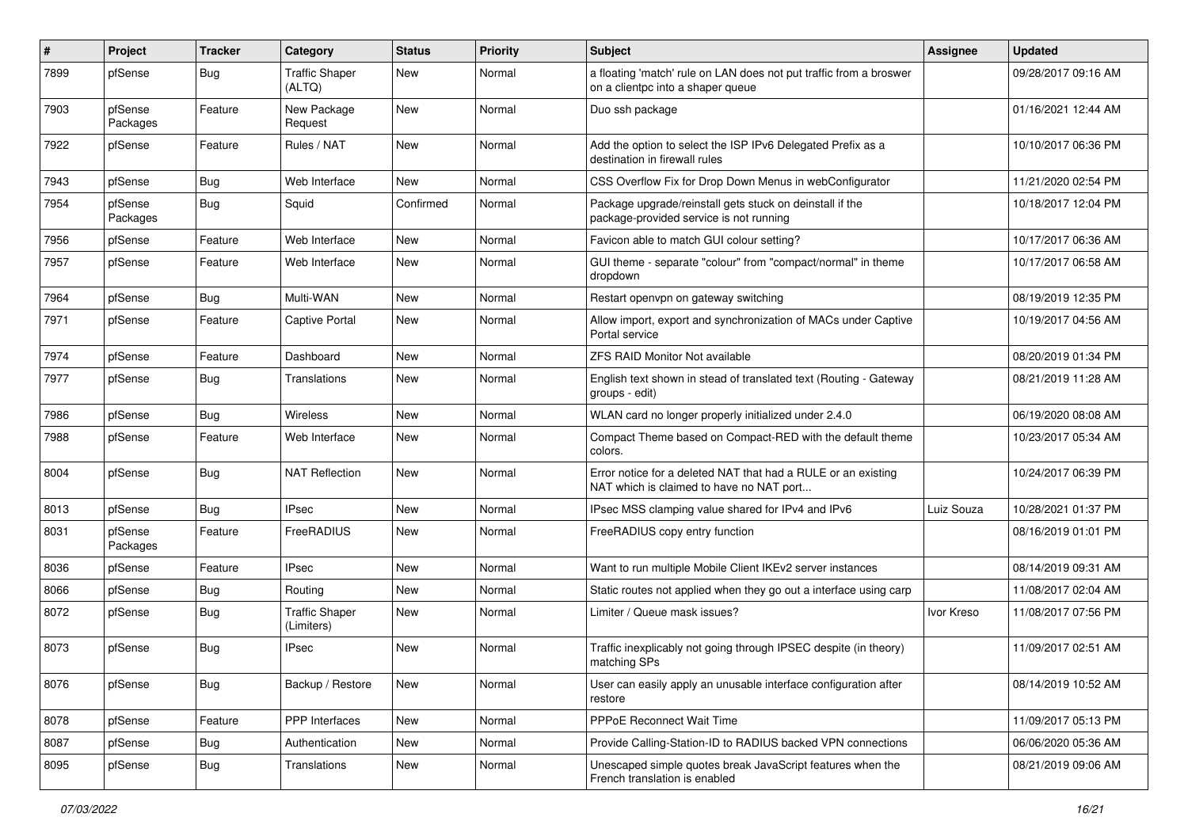| # | Project | Tracker | Category | Status | Priority | Subject | Assignee | Updated |
|---|---|---|---|---|---|---|---|---|
| 7899 | pfSense | Bug | Traffic Shaper (ALTQ) | New | Normal | a floating 'match' rule on LAN does not put traffic from a broswer on a clientpc into a shaper queue | | 09/28/2017 09:16 AM |
| 7903 | pfSense Packages | Feature | New Package Request | New | Normal | Duo ssh package | | 01/16/2021 12:44 AM |
| 7922 | pfSense | Feature | Rules / NAT | New | Normal | Add the option to select the ISP IPv6 Delegated Prefix as a destination in firewall rules | | 10/10/2017 06:36 PM |
| 7943 | pfSense | Bug | Web Interface | New | Normal | CSS Overflow Fix for Drop Down Menus in webConfigurator | | 11/21/2020 02:54 PM |
| 7954 | pfSense Packages | Bug | Squid | Confirmed | Normal | Package upgrade/reinstall gets stuck on deinstall if the package-provided service is not running | | 10/18/2017 12:04 PM |
| 7956 | pfSense | Feature | Web Interface | New | Normal | Favicon able to match GUI colour setting? | | 10/17/2017 06:36 AM |
| 7957 | pfSense | Feature | Web Interface | New | Normal | GUI theme - separate "colour" from "compact/normal" in theme dropdown | | 10/17/2017 06:58 AM |
| 7964 | pfSense | Bug | Multi-WAN | New | Normal | Restart openvpn on gateway switching | | 08/19/2019 12:35 PM |
| 7971 | pfSense | Feature | Captive Portal | New | Normal | Allow import, export and synchronization of MACs under Captive Portal service | | 10/19/2017 04:56 AM |
| 7974 | pfSense | Feature | Dashboard | New | Normal | ZFS RAID Monitor Not available | | 08/20/2019 01:34 PM |
| 7977 | pfSense | Bug | Translations | New | Normal | English text shown in stead of translated text (Routing - Gateway groups - edit) | | 08/21/2019 11:28 AM |
| 7986 | pfSense | Bug | Wireless | New | Normal | WLAN card no longer properly initialized under 2.4.0 | | 06/19/2020 08:08 AM |
| 7988 | pfSense | Feature | Web Interface | New | Normal | Compact Theme based on Compact-RED with the default theme colors. | | 10/23/2017 05:34 AM |
| 8004 | pfSense | Bug | NAT Reflection | New | Normal | Error notice for a deleted NAT that had a RULE or an existing NAT which is claimed to have no NAT port... | | 10/24/2017 06:39 PM |
| 8013 | pfSense | Bug | IPsec | New | Normal | IPsec MSS clamping value shared for IPv4 and IPv6 | Luiz Souza | 10/28/2021 01:37 PM |
| 8031 | pfSense Packages | Feature | FreeRADIUS | New | Normal | FreeRADIUS copy entry function | | 08/16/2019 01:01 PM |
| 8036 | pfSense | Feature | IPsec | New | Normal | Want to run multiple Mobile Client IKEv2 server instances | | 08/14/2019 09:31 AM |
| 8066 | pfSense | Bug | Routing | New | Normal | Static routes not applied when they go out a interface using carp | | 11/08/2017 02:04 AM |
| 8072 | pfSense | Bug | Traffic Shaper (Limiters) | New | Normal | Limiter / Queue mask issues? | Ivor Kreso | 11/08/2017 07:56 PM |
| 8073 | pfSense | Bug | IPsec | New | Normal | Traffic inexplicably not going through IPSEC despite (in theory) matching SPs | | 11/09/2017 02:51 AM |
| 8076 | pfSense | Bug | Backup / Restore | New | Normal | User can easily apply an unusable interface configuration after restore | | 08/14/2019 10:52 AM |
| 8078 | pfSense | Feature | PPP Interfaces | New | Normal | PPPoE Reconnect Wait Time | | 11/09/2017 05:13 PM |
| 8087 | pfSense | Bug | Authentication | New | Normal | Provide Calling-Station-ID to RADIUS backed VPN connections | | 06/06/2020 05:36 AM |
| 8095 | pfSense | Bug | Translations | New | Normal | Unescaped simple quotes break JavaScript features when the French translation is enabled | | 08/21/2019 09:06 AM |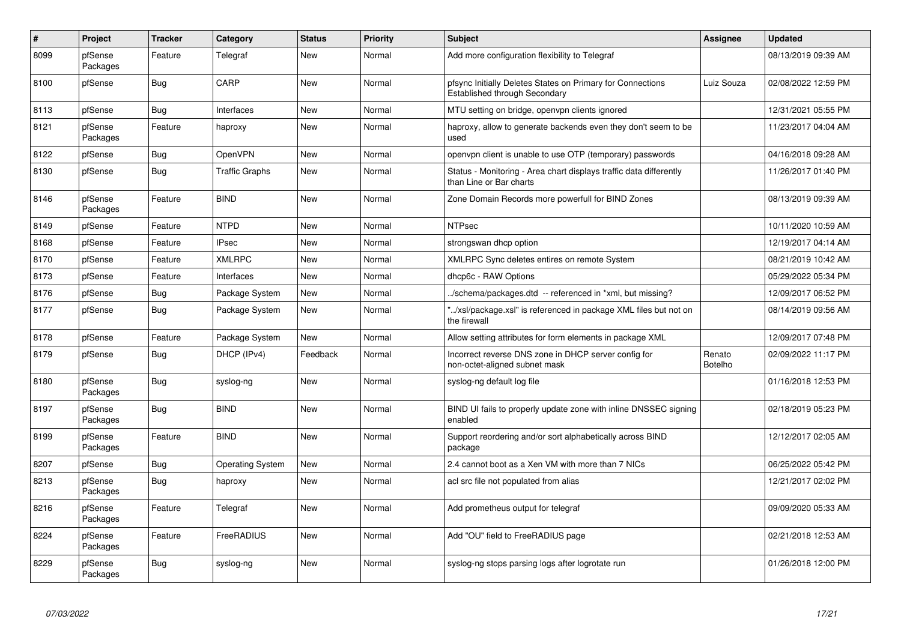| # | Project | Tracker | Category | Status | Priority | Subject | Assignee | Updated |
|---|---|---|---|---|---|---|---|---|
| 8099 | pfSense Packages | Feature | Telegraf | New | Normal | Add more configuration flexibility to Telegraf | | 08/13/2019 09:39 AM |
| 8100 | pfSense | Bug | CARP | New | Normal | pfsync Initially Deletes States on Primary for Connections Established through Secondary | Luiz Souza | 02/08/2022 12:59 PM |
| 8113 | pfSense | Bug | Interfaces | New | Normal | MTU setting on bridge, openvpn clients ignored | | 12/31/2021 05:55 PM |
| 8121 | pfSense Packages | Feature | haproxy | New | Normal | haproxy, allow to generate backends even they don't seem to be used | | 11/23/2017 04:04 AM |
| 8122 | pfSense | Bug | OpenVPN | New | Normal | openvpn client is unable to use OTP (temporary) passwords | | 04/16/2018 09:28 AM |
| 8130 | pfSense | Bug | Traffic Graphs | New | Normal | Status - Monitoring - Area chart displays traffic data differently than Line or Bar charts | | 11/26/2017 01:40 PM |
| 8146 | pfSense Packages | Feature | BIND | New | Normal | Zone Domain Records more powerfull for BIND Zones | | 08/13/2019 09:39 AM |
| 8149 | pfSense | Feature | NTPD | New | Normal | NTPsec | | 10/11/2020 10:59 AM |
| 8168 | pfSense | Feature | IPsec | New | Normal | strongswan dhcp option | | 12/19/2017 04:14 AM |
| 8170 | pfSense | Feature | XMLRPC | New | Normal | XMLRPC Sync deletes entires on remote System | | 08/21/2019 10:42 AM |
| 8173 | pfSense | Feature | Interfaces | New | Normal | dhcp6c - RAW Options | | 05/29/2022 05:34 PM |
| 8176 | pfSense | Bug | Package System | New | Normal | ../schema/packages.dtd -- referenced in *xml, but missing? | | 12/09/2017 06:52 PM |
| 8177 | pfSense | Bug | Package System | New | Normal | "../xsl/package.xsl" is referenced in package XML files but not on the firewall | | 08/14/2019 09:56 AM |
| 8178 | pfSense | Feature | Package System | New | Normal | Allow setting attributes for form elements in package XML | | 12/09/2017 07:48 PM |
| 8179 | pfSense | Bug | DHCP (IPv4) | Feedback | Normal | Incorrect reverse DNS zone in DHCP server config for non-octet-aligned subnet mask | Renato Botelho | 02/09/2022 11:17 PM |
| 8180 | pfSense Packages | Bug | syslog-ng | New | Normal | syslog-ng default log file | | 01/16/2018 12:53 PM |
| 8197 | pfSense Packages | Bug | BIND | New | Normal | BIND UI fails to properly update zone with inline DNSSEC signing enabled | | 02/18/2019 05:23 PM |
| 8199 | pfSense Packages | Feature | BIND | New | Normal | Support reordering and/or sort alphabetically across BIND package | | 12/12/2017 02:05 AM |
| 8207 | pfSense | Bug | Operating System | New | Normal | 2.4 cannot boot as a Xen VM with more than 7 NICs | | 06/25/2022 05:42 PM |
| 8213 | pfSense Packages | Bug | haproxy | New | Normal | acl src file not populated from alias | | 12/21/2017 02:02 PM |
| 8216 | pfSense Packages | Feature | Telegraf | New | Normal | Add prometheus output for telegraf | | 09/09/2020 05:33 AM |
| 8224 | pfSense Packages | Feature | FreeRADIUS | New | Normal | Add "OU" field to FreeRADIUS page | | 02/21/2018 12:53 AM |
| 8229 | pfSense Packages | Bug | syslog-ng | New | Normal | syslog-ng stops parsing logs after logrotate run | | 01/26/2018 12:00 PM |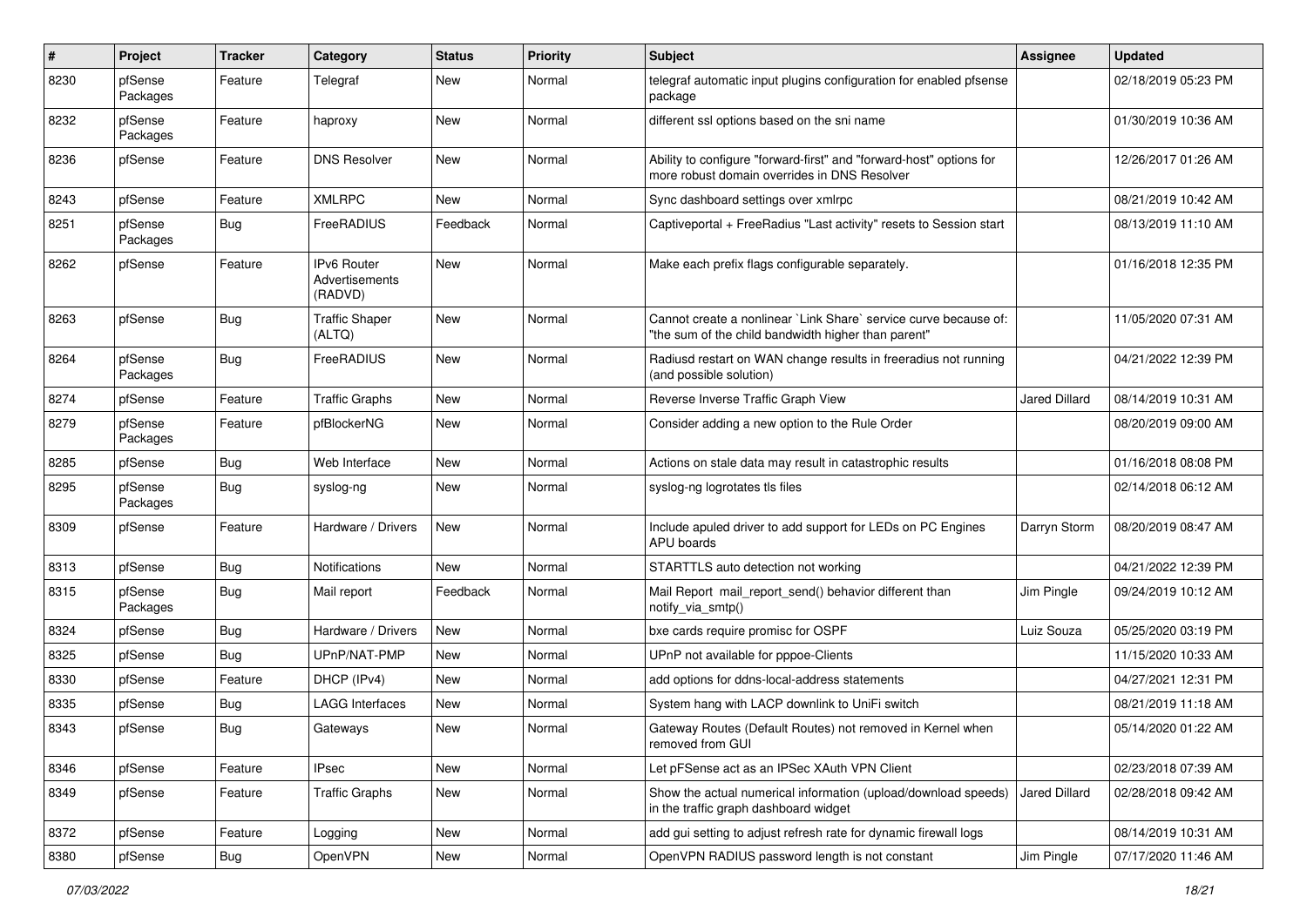| # | Project | Tracker | Category | Status | Priority | Subject | Assignee | Updated |
|---|---|---|---|---|---|---|---|---|
| 8230 | pfSense Packages | Feature | Telegraf | New | Normal | telegraf automatic input plugins configuration for enabled pfsense package | | 02/18/2019 05:23 PM |
| 8232 | pfSense Packages | Feature | haproxy | New | Normal | different ssl options based on the sni name | | 01/30/2019 10:36 AM |
| 8236 | pfSense | Feature | DNS Resolver | New | Normal | Ability to configure "forward-first" and "forward-host" options for more robust domain overrides in DNS Resolver | | 12/26/2017 01:26 AM |
| 8243 | pfSense | Feature | XMLRPC | New | Normal | Sync dashboard settings over xmlrpc | | 08/21/2019 10:42 AM |
| 8251 | pfSense Packages | Bug | FreeRADIUS | Feedback | Normal | Captiveportal + FreeRadius "Last activity" resets to Session start | | 08/13/2019 11:10 AM |
| 8262 | pfSense | Feature | IPv6 Router Advertisements (RADVD) | New | Normal | Make each prefix flags configurable separately. | | 01/16/2018 12:35 PM |
| 8263 | pfSense | Bug | Traffic Shaper (ALTQ) | New | Normal | Cannot create a nonlinear `Link Share` service curve because of: "the sum of the child bandwidth higher than parent" | | 11/05/2020 07:31 AM |
| 8264 | pfSense Packages | Bug | FreeRADIUS | New | Normal | Radiusd restart on WAN change results in freeradius not running (and possible solution) | | 04/21/2022 12:39 PM |
| 8274 | pfSense | Feature | Traffic Graphs | New | Normal | Reverse Inverse Traffic Graph View | Jared Dillard | 08/14/2019 10:31 AM |
| 8279 | pfSense Packages | Feature | pfBlockerNG | New | Normal | Consider adding a new option to the Rule Order | | 08/20/2019 09:00 AM |
| 8285 | pfSense | Bug | Web Interface | New | Normal | Actions on stale data may result in catastrophic results | | 01/16/2018 08:08 PM |
| 8295 | pfSense Packages | Bug | syslog-ng | New | Normal | syslog-ng logrotates tls files | | 02/14/2018 06:12 AM |
| 8309 | pfSense | Feature | Hardware / Drivers | New | Normal | Include apuled driver to add support for LEDs on PC Engines APU boards | Darryn Storm | 08/20/2019 08:47 AM |
| 8313 | pfSense | Bug | Notifications | New | Normal | STARTTLS auto detection not working | | 04/21/2022 12:39 PM |
| 8315 | pfSense Packages | Bug | Mail report | Feedback | Normal | Mail Report mail_report_send() behavior different than notify_via_smtp() | Jim Pingle | 09/24/2019 10:12 AM |
| 8324 | pfSense | Bug | Hardware / Drivers | New | Normal | bxe cards require promisc for OSPF | Luiz Souza | 05/25/2020 03:19 PM |
| 8325 | pfSense | Bug | UPnP/NAT-PMP | New | Normal | UPnP not available for pppoe-Clients | | 11/15/2020 10:33 AM |
| 8330 | pfSense | Feature | DHCP (IPv4) | New | Normal | add options for ddns-local-address statements | | 04/27/2021 12:31 PM |
| 8335 | pfSense | Bug | LAGG Interfaces | New | Normal | System hang with LACP downlink to UniFi switch | | 08/21/2019 11:18 AM |
| 8343 | pfSense | Bug | Gateways | New | Normal | Gateway Routes (Default Routes) not removed in Kernel when removed from GUI | | 05/14/2020 01:22 AM |
| 8346 | pfSense | Feature | IPsec | New | Normal | Let pFSense act as an IPSec XAuth VPN Client | | 02/23/2018 07:39 AM |
| 8349 | pfSense | Feature | Traffic Graphs | New | Normal | Show the actual numerical information (upload/download speeds) in the traffic graph dashboard widget | Jared Dillard | 02/28/2018 09:42 AM |
| 8372 | pfSense | Feature | Logging | New | Normal | add gui setting to adjust refresh rate for dynamic firewall logs | | 08/14/2019 10:31 AM |
| 8380 | pfSense | Bug | OpenVPN | New | Normal | OpenVPN RADIUS password length is not constant | Jim Pingle | 07/17/2020 11:46 AM |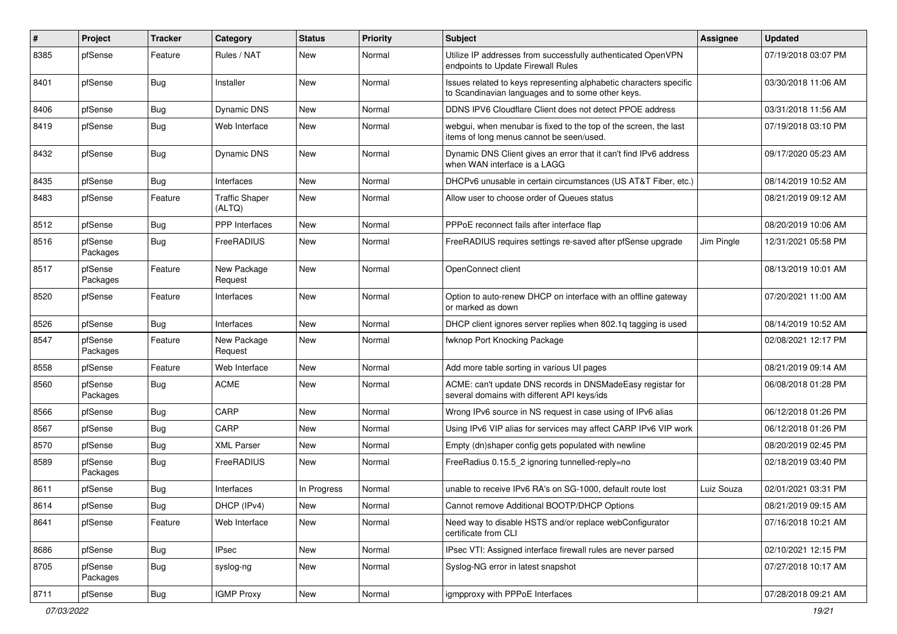| # | Project | Tracker | Category | Status | Priority | Subject | Assignee | Updated |
|---|---|---|---|---|---|---|---|---|
| 8385 | pfSense | Feature | Rules / NAT | New | Normal | Utilize IP addresses from successfully authenticated OpenVPN endpoints to Update Firewall Rules | | 07/19/2018 03:07 PM |
| 8401 | pfSense | Bug | Installer | New | Normal | Issues related to keys representing alphabetic characters specific to Scandinavian languages and to some other keys. | | 03/30/2018 11:06 AM |
| 8406 | pfSense | Bug | Dynamic DNS | New | Normal | DDNS IPV6 Cloudflare Client does not detect PPOE address | | 03/31/2018 11:56 AM |
| 8419 | pfSense | Bug | Web Interface | New | Normal | webgui, when menubar is fixed to the top of the screen, the last items of long menus cannot be seen/used. | | 07/19/2018 03:10 PM |
| 8432 | pfSense | Bug | Dynamic DNS | New | Normal | Dynamic DNS Client gives an error that it can't find IPv6 address when WAN interface is a LAGG | | 09/17/2020 05:23 AM |
| 8435 | pfSense | Bug | Interfaces | New | Normal | DHCPv6 unusable in certain circumstances (US AT&T Fiber, etc.) | | 08/14/2019 10:52 AM |
| 8483 | pfSense | Feature | Traffic Shaper (ALTQ) | New | Normal | Allow user to choose order of Queues status | | 08/21/2019 09:12 AM |
| 8512 | pfSense | Bug | PPP Interfaces | New | Normal | PPPoE reconnect fails after interface flap | | 08/20/2019 10:06 AM |
| 8516 | pfSense Packages | Bug | FreeRADIUS | New | Normal | FreeRADIUS requires settings re-saved after pfSense upgrade | Jim Pingle | 12/31/2021 05:58 PM |
| 8517 | pfSense Packages | Feature | New Package Request | New | Normal | OpenConnect client | | 08/13/2019 10:01 AM |
| 8520 | pfSense | Feature | Interfaces | New | Normal | Option to auto-renew DHCP on interface with an offline gateway or marked as down | | 07/20/2021 11:00 AM |
| 8526 | pfSense | Bug | Interfaces | New | Normal | DHCP client ignores server replies when 802.1q tagging is used | | 08/14/2019 10:52 AM |
| 8547 | pfSense Packages | Feature | New Package Request | New | Normal | fwknop Port Knocking Package | | 02/08/2021 12:17 PM |
| 8558 | pfSense | Feature | Web Interface | New | Normal | Add more table sorting in various UI pages | | 08/21/2019 09:14 AM |
| 8560 | pfSense Packages | Bug | ACME | New | Normal | ACME: can't update DNS records in DNSMadeEasy registar for several domains with different API keys/ids | | 06/08/2018 01:28 PM |
| 8566 | pfSense | Bug | CARP | New | Normal | Wrong IPv6 source in NS request in case using of IPv6 alias | | 06/12/2018 01:26 PM |
| 8567 | pfSense | Bug | CARP | New | Normal | Using IPv6 VIP alias for services may affect CARP IPv6 VIP work | | 06/12/2018 01:26 PM |
| 8570 | pfSense | Bug | XML Parser | New | Normal | Empty (dn)shaper config gets populated with newline | | 08/20/2019 02:45 PM |
| 8589 | pfSense Packages | Bug | FreeRADIUS | New | Normal | FreeRadius 0.15.5_2 ignoring tunnelled-reply=no | | 02/18/2019 03:40 PM |
| 8611 | pfSense | Bug | Interfaces | In Progress | Normal | unable to receive IPv6 RA's on SG-1000, default route lost | Luiz Souza | 02/01/2021 03:31 PM |
| 8614 | pfSense | Bug | DHCP (IPv4) | New | Normal | Cannot remove Additional BOOTP/DHCP Options | | 08/21/2019 09:15 AM |
| 8641 | pfSense | Feature | Web Interface | New | Normal | Need way to disable HSTS and/or replace webConfigurator certificate from CLI | | 07/16/2018 10:21 AM |
| 8686 | pfSense | Bug | IPsec | New | Normal | IPsec VTI: Assigned interface firewall rules are never parsed | | 02/10/2021 12:15 PM |
| 8705 | pfSense Packages | Bug | syslog-ng | New | Normal | Syslog-NG error in latest snapshot | | 07/27/2018 10:17 AM |
| 8711 | pfSense | Bug | IGMP Proxy | New | Normal | igmpproxy with PPPoE Interfaces | | 07/28/2018 09:21 AM |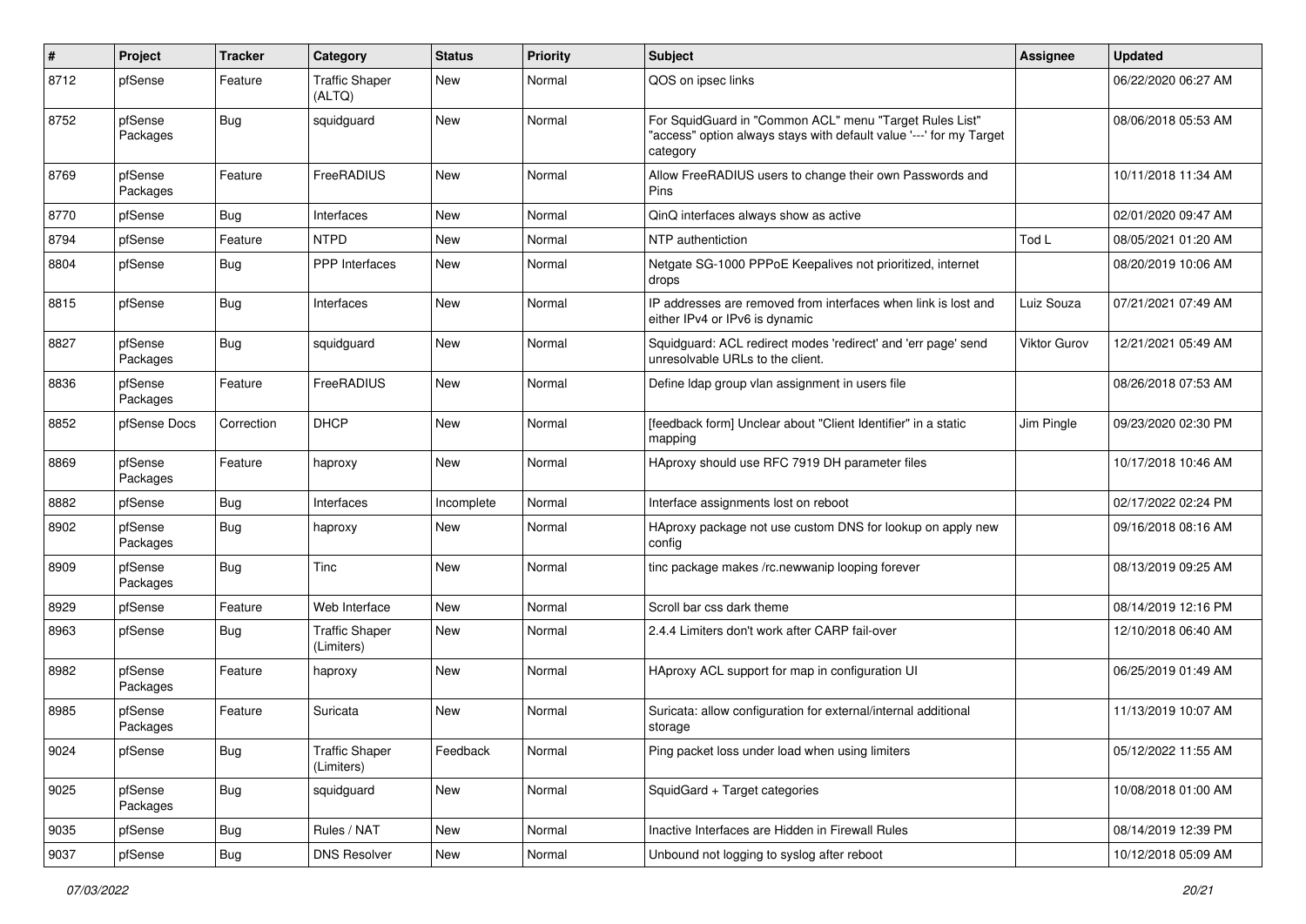| # | Project | Tracker | Category | Status | Priority | Subject | Assignee | Updated |
| --- | --- | --- | --- | --- | --- | --- | --- | --- |
| 8712 | pfSense | Feature | Traffic Shaper (ALTQ) | New | Normal | QOS on ipsec links | | 06/22/2020 06:27 AM |
| 8752 | pfSense Packages | Bug | squidguard | New | Normal | For SquidGuard in "Common ACL" menu "Target Rules List" "access" option always stays with default value '---' for my Target category | | 08/06/2018 05:53 AM |
| 8769 | pfSense Packages | Feature | FreeRADIUS | New | Normal | Allow FreeRADIUS users to change their own Passwords and Pins | | 10/11/2018 11:34 AM |
| 8770 | pfSense | Bug | Interfaces | New | Normal | QinQ interfaces always show as active | | 02/01/2020 09:47 AM |
| 8794 | pfSense | Feature | NTPD | New | Normal | NTP authentiction | Tod L | 08/05/2021 01:20 AM |
| 8804 | pfSense | Bug | PPP Interfaces | New | Normal | Netgate SG-1000 PPPoE Keepalives not prioritized, internet drops | | 08/20/2019 10:06 AM |
| 8815 | pfSense | Bug | Interfaces | New | Normal | IP addresses are removed from interfaces when link is lost and either IPv4 or IPv6 is dynamic | Luiz Souza | 07/21/2021 07:49 AM |
| 8827 | pfSense Packages | Bug | squidguard | New | Normal | Squidguard: ACL redirect modes 'redirect' and 'err page' send unresolvable URLs to the client. | Viktor Gurov | 12/21/2021 05:49 AM |
| 8836 | pfSense Packages | Feature | FreeRADIUS | New | Normal | Define ldap group vlan assignment in users file | | 08/26/2018 07:53 AM |
| 8852 | pfSense Docs | Correction | DHCP | New | Normal | [feedback form] Unclear about "Client Identifier" in a static mapping | Jim Pingle | 09/23/2020 02:30 PM |
| 8869 | pfSense Packages | Feature | haproxy | New | Normal | HAproxy should use RFC 7919 DH parameter files | | 10/17/2018 10:46 AM |
| 8882 | pfSense | Bug | Interfaces | Incomplete | Normal | Interface assignments lost on reboot | | 02/17/2022 02:24 PM |
| 8902 | pfSense Packages | Bug | haproxy | New | Normal | HAproxy package not use custom DNS for lookup on apply new config | | 09/16/2018 08:16 AM |
| 8909 | pfSense Packages | Bug | Tinc | New | Normal | tinc package makes /rc.newwanip looping forever | | 08/13/2019 09:25 AM |
| 8929 | pfSense | Feature | Web Interface | New | Normal | Scroll bar css dark theme | | 08/14/2019 12:16 PM |
| 8963 | pfSense | Bug | Traffic Shaper (Limiters) | New | Normal | 2.4.4 Limiters don't work after CARP fail-over | | 12/10/2018 06:40 AM |
| 8982 | pfSense Packages | Feature | haproxy | New | Normal | HAproxy ACL support for map in configuration UI | | 06/25/2019 01:49 AM |
| 8985 | pfSense Packages | Feature | Suricata | New | Normal | Suricata: allow configuration for external/internal additional storage | | 11/13/2019 10:07 AM |
| 9024 | pfSense | Bug | Traffic Shaper (Limiters) | Feedback | Normal | Ping packet loss under load when using limiters | | 05/12/2022 11:55 AM |
| 9025 | pfSense Packages | Bug | squidguard | New | Normal | SquidGard + Target categories | | 10/08/2018 01:00 AM |
| 9035 | pfSense | Bug | Rules / NAT | New | Normal | Inactive Interfaces are Hidden in Firewall Rules | | 08/14/2019 12:39 PM |
| 9037 | pfSense | Bug | DNS Resolver | New | Normal | Unbound not logging to syslog after reboot | | 10/12/2018 05:09 AM |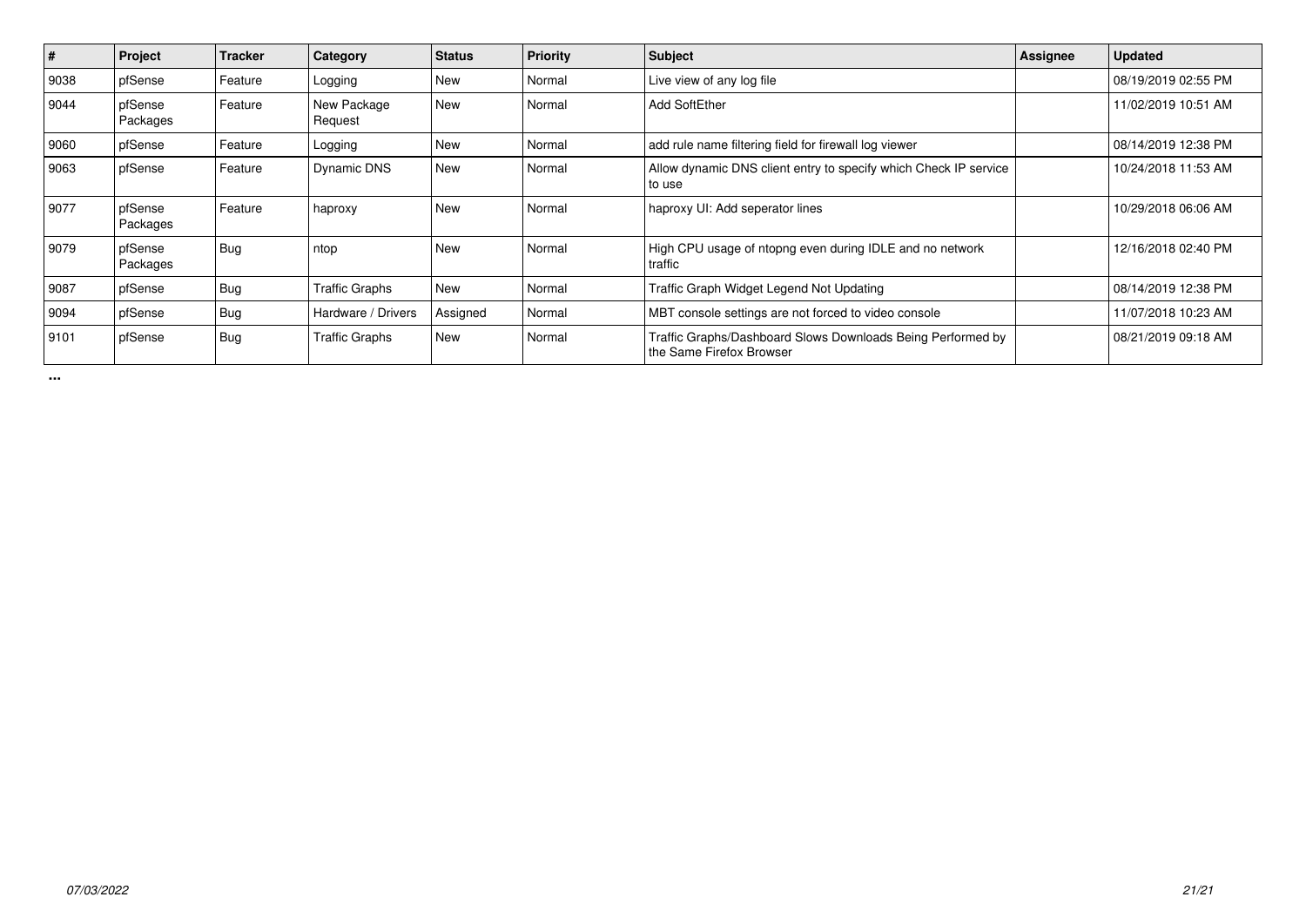| # | Project | Tracker | Category | Status | Priority | Subject | Assignee | Updated |
|---|---|---|---|---|---|---|---|---|
| 9038 | pfSense | Feature | Logging | New | Normal | Live view of any log file | | 08/19/2019 02:55 PM |
| 9044 | pfSense Packages | Feature | New Package Request | New | Normal | Add SoftEther | | 11/02/2019 10:51 AM |
| 9060 | pfSense | Feature | Logging | New | Normal | add rule name filtering field for firewall log viewer | | 08/14/2019 12:38 PM |
| 9063 | pfSense | Feature | Dynamic DNS | New | Normal | Allow dynamic DNS client entry to specify which Check IP service to use | | 10/24/2018 11:53 AM |
| 9077 | pfSense Packages | Feature | haproxy | New | Normal | haproxy UI: Add seperator lines | | 10/29/2018 06:06 AM |
| 9079 | pfSense Packages | Bug | ntop | New | Normal | High CPU usage of ntopng even during IDLE and no network traffic | | 12/16/2018 02:40 PM |
| 9087 | pfSense | Bug | Traffic Graphs | New | Normal | Traffic Graph Widget Legend Not Updating | | 08/14/2019 12:38 PM |
| 9094 | pfSense | Bug | Hardware / Drivers | Assigned | Normal | MBT console settings are not forced to video console | | 11/07/2018 10:23 AM |
| 9101 | pfSense | Bug | Traffic Graphs | New | Normal | Traffic Graphs/Dashboard Slows Downloads Being Performed by the Same Firefox Browser | | 08/21/2019 09:18 AM |

...